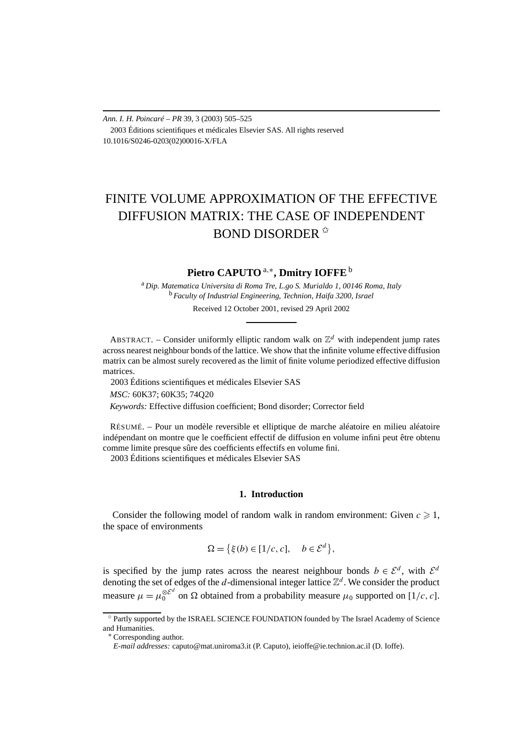# FINITE VOLUME APPROXIMATION OF THE EFFECTIVE DIFFUSION MATRIX: THE CASE OF INDEPENDENT BOND DISORDER ☆

**Pietro CAPUTO** [a,∗], **Dmitry IOFFE** [b]

[a] *Dip. Matematica Universita di Roma Tre, L.go S. Murialdo 1, 00146 Roma, Italy*
[b] *Faculty of Industrial Engineering, Technion, Haifa 3200, Israel*

Received 12 October 2001, revised 29 April 2002

ABSTRACT. – Consider uniformly elliptic random walk on $\mathbb{Z}^d$ with independent jump rates across nearest neighbour bonds of the lattice. We show that the infinite volume effective diffusion matrix can be almost surely recovered as the limit of finite volume periodized effective diffusion matrices.

2003 Éditions scientifiques et médicales Elsevier SAS

*MSC:* 60K37; 60K35; 74Q20

*Keywords:* Effective diffusion coefficient; Bond disorder; Corrector field

RÉSUMÉ. – Pour un modèle reversible et elliptique de marche aléatoire en milieu aléatoire indépendant on montre que le coefficient effectif de diffusion en volume infini peut être obtenu comme limite presque sûre des coefficients effectifs en volume fini.

2003 Éditions scientifiques et médicales Elsevier SAS

## 1. Introduction

Consider the following model of random walk in random environment: Given $c \geqslant 1$, the space of environments

$$\Omega = \{\xi(b) \in [1/c, c], \quad b \in \mathcal{E}^d\},$$

is specified by the jump rates across the nearest neighbour bonds $b \in \mathcal{E}^d$, with $\mathcal{E}^d$ denoting the set of edges of the $d$-dimensional integer lattice $\mathbb{Z}^d$. We consider the product measure $\mu = \mu_0^{\otimes \mathcal{E}^d}$ on $\Omega$ obtained from a probability measure $\mu_0$ supported on $[1/c, c]$.

☆ Partly supported by the ISRAEL SCIENCE FOUNDATION founded by The Israel Academy of Science and Humanities.

∗ Corresponding author.

*E-mail addresses:* caputo@mat.uniroma3.it (P. Caputo), ieioffe@ie.technion.ac.il (D. Ioffe).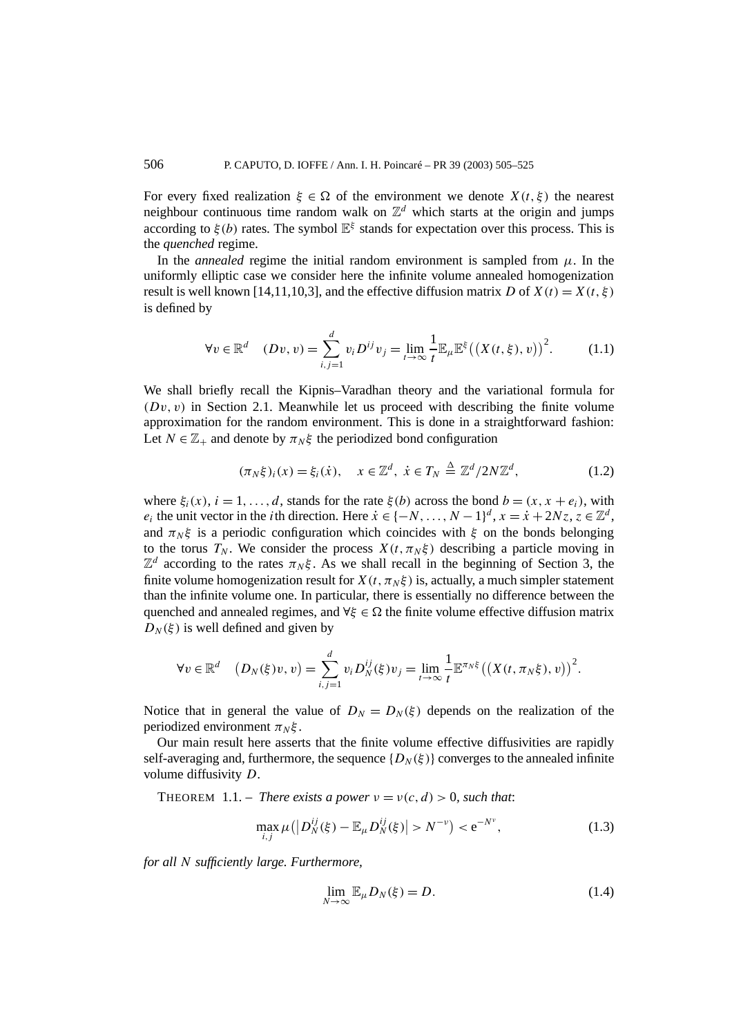For every fixed realization $\xi \in \Omega$ of the environment we denote $X(t, \xi)$ the nearest neighbour continuous time random walk on $\mathbb{Z}^d$ which starts at the origin and jumps according to $\xi(b)$ rates. The symbol $\mathbb{E}^\xi$ stands for expectation over this process. This is the *quenched* regime.

In the *annealed* regime the initial random environment is sampled from $\mu$. In the uniformly elliptic case we consider here the infinite volume annealed homogenization result is well known [14,11,10,3], and the effective diffusion matrix $D$ of $X(t) = X(t, \xi)$ is defined by

$$\forall v \in \mathbb{R}^d \quad (Dv, v) = \sum_{i,j=1}^{d} v_i D^{ij} v_j = \lim_{t \to \infty} \frac{1}{t} \mathbb{E}_\mu \mathbb{E}^\xi \big( \big( X(t, \xi), v \big) \big)^2. \tag{1.1}$$

We shall briefly recall the Kipnis–Varadhan theory and the variational formula for $(Dv, v)$ in Section 2.1. Meanwhile let us proceed with describing the finite volume approximation for the random environment. This is done in a straightforward fashion: Let $N \in \mathbb{Z}_+$ and denote by $\pi_N \xi$ the periodized bond configuration

$$(\pi_N \xi)_i(x) = \xi_i(\dot{x}), \quad x \in \mathbb{Z}^d, \ \dot{x} \in T_N \stackrel{\Delta}{=} \mathbb{Z}^d / 2N\mathbb{Z}^d, \tag{1.2}$$

where $\xi_i(x)$, $i = 1, \ldots, d$, stands for the rate $\xi(b)$ across the bond $b = (x, x + e_i)$, with $e_i$ the unit vector in the $i$th direction. Here $\dot{x} \in \{-N, \ldots, N-1\}^d$, $x = \dot{x} + 2Nz$, $z \in \mathbb{Z}^d$, and $\pi_N \xi$ is a periodic configuration which coincides with $\xi$ on the bonds belonging to the torus $T_N$. We consider the process $X(t, \pi_N \xi)$ describing a particle moving in $\mathbb{Z}^d$ according to the rates $\pi_N \xi$. As we shall recall in the beginning of Section 3, the finite volume homogenization result for $X(t, \pi_N \xi)$ is, actually, a much simpler statement than the infinite volume one. In particular, there is essentially no difference between the quenched and annealed regimes, and $\forall \xi \in \Omega$ the finite volume effective diffusion matrix $D_N(\xi)$ is well defined and given by

$$\forall v \in \mathbb{R}^d \quad \big( D_N(\xi) v, v \big) = \sum_{i,j=1}^{d} v_i D_N^{ij}(\xi) v_j = \lim_{t \to \infty} \frac{1}{t} \mathbb{E}^{\pi_N \xi} \big( \big( X(t, \pi_N \xi), v \big) \big)^2.$$

Notice that in general the value of $D_N = D_N(\xi)$ depends on the realization of the periodized environment $\pi_N \xi$.

Our main result here asserts that the finite volume effective diffusivities are rapidly self-averaging and, furthermore, the sequence $\{D_N(\xi)\}$ converges to the annealed infinite volume diffusivity $D$.

THEOREM 1.1. – *There exists a power $\nu = \nu(c, d) > 0$, such that*:

$$\max_{i,j} \mu \big( \big| D_N^{ij}(\xi) - \mathbb{E}_\mu D_N^{ij}(\xi) \big| > N^{-\nu} \big) < \mathrm{e}^{-N^\nu}, \tag{1.3}$$

*for all $N$ sufficiently large. Furthermore,*

$$\lim_{N \to \infty} \mathbb{E}_\mu D_N(\xi) = D. \tag{1.4}$$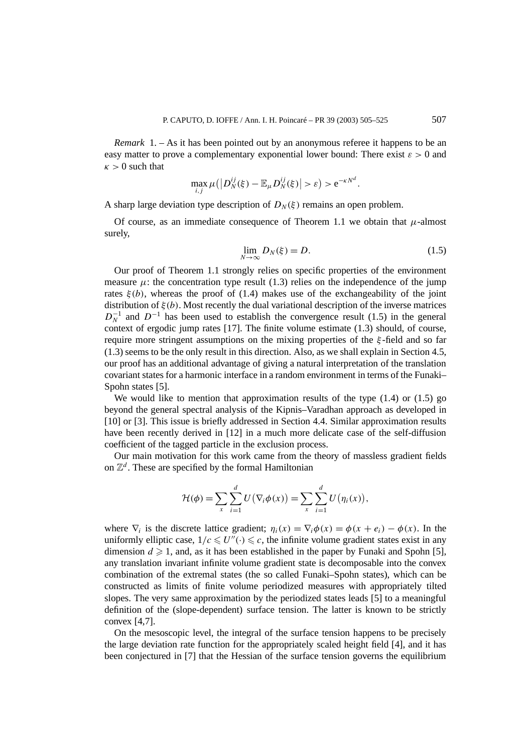*Remark* 1. – As it has been pointed out by an anonymous referee it happens to be an easy matter to prove a complementary exponential lower bound: There exist $\varepsilon > 0$ and $\kappa > 0$ such that

$$\max_{i,j} \mu\left(\left|D_N^{ij}(\xi) - \mathbb{E}_\mu D_N^{ij}(\xi)\right| > \varepsilon\right) > \mathrm{e}^{-\kappa N^d}.$$

A sharp large deviation type description of $D_N(\xi)$ remains an open problem.

Of course, as an immediate consequence of Theorem 1.1 we obtain that $\mu$-almost surely,

$$\lim_{N\to\infty} D_N(\xi) = D. \tag{1.5}$$

Our proof of Theorem 1.1 strongly relies on specific properties of the environment measure $\mu$: the concentration type result (1.3) relies on the independence of the jump rates $\xi(b)$, whereas the proof of (1.4) makes use of the exchangeability of the joint distribution of $\xi(b)$. Most recently the dual variational description of the inverse matrices $D_N^{-1}$ and $D^{-1}$ has been used to establish the convergence result (1.5) in the general context of ergodic jump rates [17]. The finite volume estimate (1.3) should, of course, require more stringent assumptions on the mixing properties of the $\xi$-field and so far (1.3) seems to be the only result in this direction. Also, as we shall explain in Section 4.5, our proof has an additional advantage of giving a natural interpretation of the translation covariant states for a harmonic interface in a random environment in terms of the Funaki–Spohn states [5].

We would like to mention that approximation results of the type (1.4) or (1.5) go beyond the general spectral analysis of the Kipnis–Varadhan approach as developed in [10] or [3]. This issue is briefly addressed in Section 4.4. Similar approximation results have been recently derived in [12] in a much more delicate case of the self-diffusion coefficient of the tagged particle in the exclusion process.

Our main motivation for this work came from the theory of massless gradient fields on $\mathbb{Z}^d$. These are specified by the formal Hamiltonian

$$\mathcal{H}(\phi) = \sum_x \sum_{i=1}^d U\left(\nabla_i \phi(x)\right) = \sum_x \sum_{i=1}^d U\left(\eta_i(x)\right),$$

where $\nabla_i$ is the discrete lattice gradient; $\eta_i(x) = \nabla_i \phi(x) = \phi(x + e_i) - \phi(x)$. In the uniformly elliptic case, $1/c \leqslant U''(\cdot) \leqslant c$, the infinite volume gradient states exist in any dimension $d \geqslant 1$, and, as it has been established in the paper by Funaki and Spohn [5], any translation invariant infinite volume gradient state is decomposable into the convex combination of the extremal states (the so called Funaki–Spohn states), which can be constructed as limits of finite volume periodized measures with appropriately tilted slopes. The very same approximation by the periodized states leads [5] to a meaningful definition of the (slope-dependent) surface tension. The latter is known to be strictly convex [4,7].

On the mesoscopic level, the integral of the surface tension happens to be precisely the large deviation rate function for the appropriately scaled height field [4], and it has been conjectured in [7] that the Hessian of the surface tension governs the equilibrium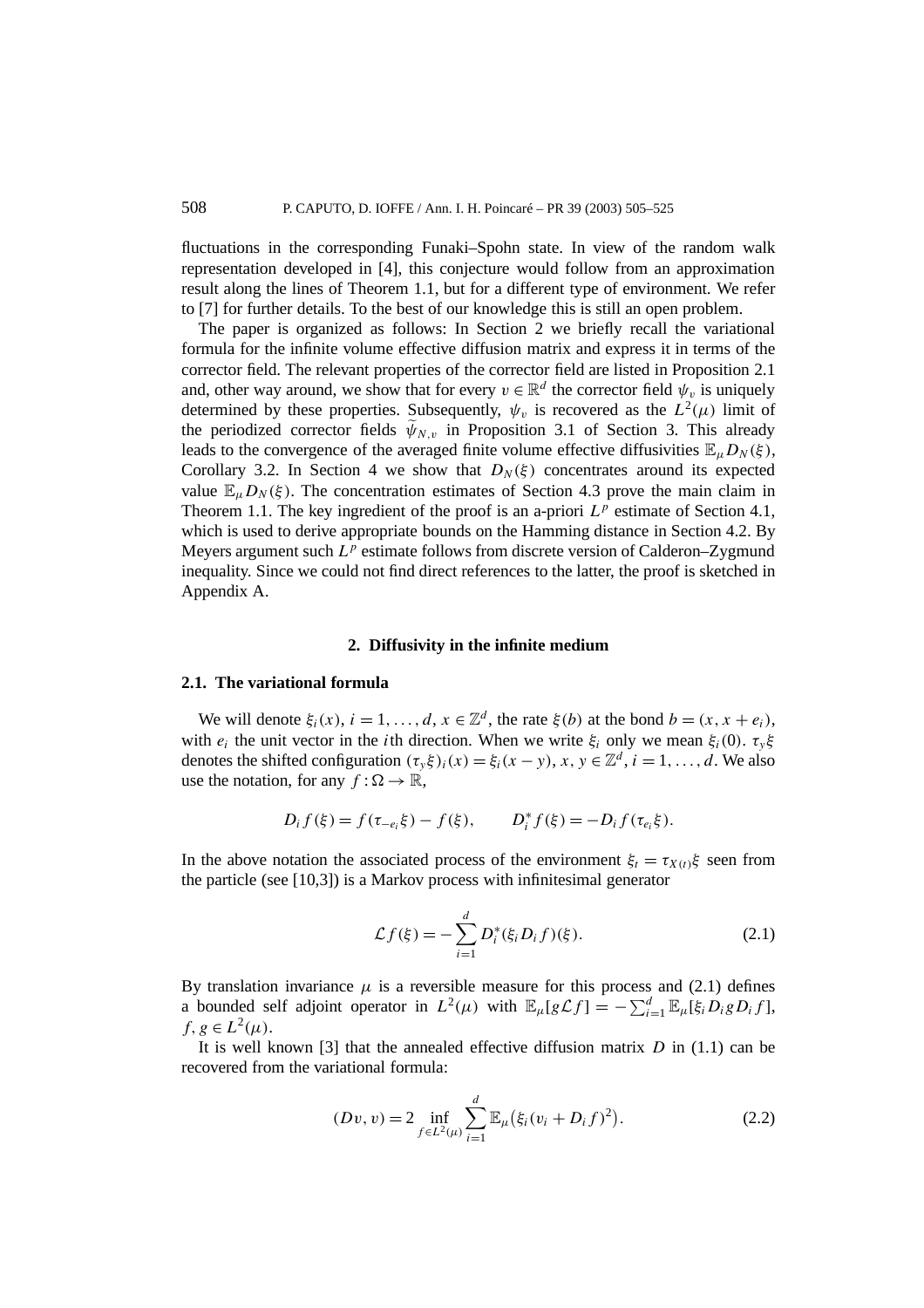fluctuations in the corresponding Funaki–Spohn state. In view of the random walk representation developed in [4], this conjecture would follow from an approximation result along the lines of Theorem 1.1, but for a different type of environment. We refer to [7] for further details. To the best of our knowledge this is still an open problem.

The paper is organized as follows: In Section 2 we briefly recall the variational formula for the infinite volume effective diffusion matrix and express it in terms of the corrector field. The relevant properties of the corrector field are listed in Proposition 2.1 and, other way around, we show that for every $v \in \mathbb{R}^d$ the corrector field $\psi_v$ is uniquely determined by these properties. Subsequently, $\psi_v$ is recovered as the $L^2(\mu)$ limit of the periodized corrector fields $\widetilde{\psi}_{N,v}$ in Proposition 3.1 of Section 3. This already leads to the convergence of the averaged finite volume effective diffusivities $\mathbb{E}_\mu D_N(\xi)$, Corollary 3.2. In Section 4 we show that $D_N(\xi)$ concentrates around its expected value $\mathbb{E}_\mu D_N(\xi)$. The concentration estimates of Section 4.3 prove the main claim in Theorem 1.1. The key ingredient of the proof is an a-priori $L^p$ estimate of Section 4.1, which is used to derive appropriate bounds on the Hamming distance in Section 4.2. By Meyers argument such $L^p$ estimate follows from discrete version of Calderon–Zygmund inequality. Since we could not find direct references to the latter, the proof is sketched in Appendix A.

## 2. Diffusivity in the infinite medium

### 2.1. The variational formula

We will denote $\xi_i(x)$, $i = 1, \ldots, d$, $x \in \mathbb{Z}^d$, the rate $\xi(b)$ at the bond $b = (x, x + e_i)$, with $e_i$ the unit vector in the $i$th direction. When we write $\xi_i$ only we mean $\xi_i(0)$. $\tau_y \xi$ denotes the shifted configuration $(\tau_y \xi)_i(x) = \xi_i(x - y)$, $x, y \in \mathbb{Z}^d$, $i = 1, \ldots, d$. We also use the notation, for any $f : \Omega \to \mathbb{R}$,

$$D_i f(\xi) = f(\tau_{-e_i}\xi) - f(\xi), \qquad D_i^* f(\xi) = -D_i f(\tau_{e_i}\xi).$$

In the above notation the associated process of the environment $\xi_t = \tau_{X(t)}\xi$ seen from the particle (see [10,3]) is a Markov process with infinitesimal generator

$$\mathcal{L} f(\xi) = -\sum_{i=1}^{d} D_i^*(\xi_i D_i f)(\xi). \tag{2.1}$$

By translation invariance $\mu$ is a reversible measure for this process and (2.1) defines a bounded self adjoint operator in $L^2(\mu)$ with $\mathbb{E}_\mu[g\mathcal{L}f] = -\sum_{i=1}^{d} \mathbb{E}_\mu[\xi_i D_i g D_i f]$, $f, g \in L^2(\mu)$.

It is well known [3] that the annealed effective diffusion matrix $D$ in (1.1) can be recovered from the variational formula:

$$(Dv, v) = 2 \inf_{f \in L^2(\mu)} \sum_{i=1}^{d} \mathbb{E}_\mu\big(\xi_i (v_i + D_i f)^2\big). \tag{2.2}$$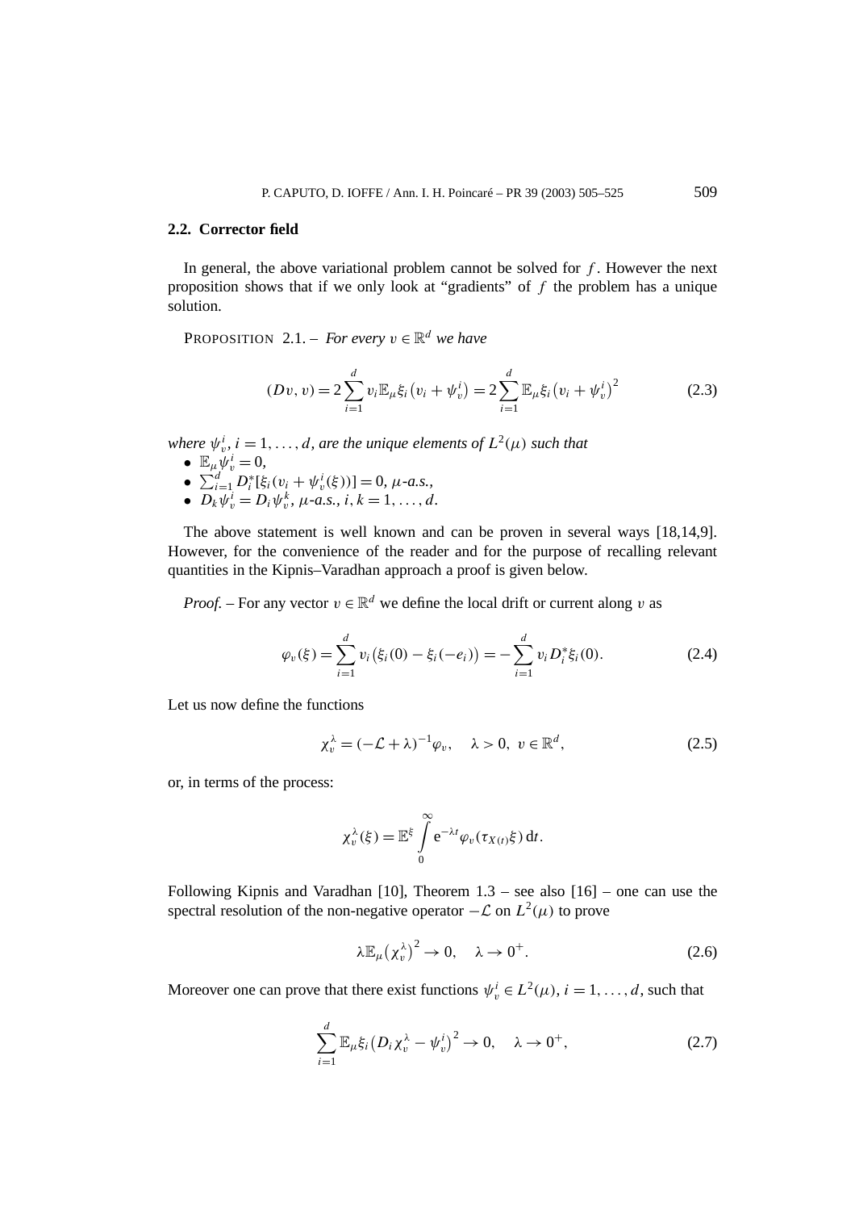### 2.2. Corrector field

In general, the above variational problem cannot be solved for $f$. However the next proposition shows that if we only look at "gradients" of $f$ the problem has a unique solution.

PROPOSITION 2.1. – *For every $v \in \mathbb{R}^d$ we have*

$$(Dv, v) = 2\sum_{i=1}^{d} v_i \mathbb{E}_\mu \xi_i \big(v_i + \psi_v^i\big) = 2\sum_{i=1}^{d} \mathbb{E}_\mu \xi_i \big(v_i + \psi_v^i\big)^2 \tag{2.3}$$

*where $\psi_v^i$, $i = 1, \ldots, d$, are the unique elements of $L^2(\mu)$ such that*

- $\mathbb{E}_\mu \psi_v^i = 0$,
- $\sum_{i=1}^{d} D_i^*[\xi_i(v_i + \psi_v^i(\xi))] = 0$, *$\mu$-a.s.*,
- $D_k \psi_v^i = D_i \psi_v^k$, *$\mu$-a.s.*, $i, k = 1, \ldots, d$.

The above statement is well known and can be proven in several ways [18,14,9]. However, for the convenience of the reader and for the purpose of recalling relevant quantities in the Kipnis–Varadhan approach a proof is given below.

*Proof.* – For any vector $v \in \mathbb{R}^d$ we define the local drift or current along $v$ as

$$\varphi_v(\xi) = \sum_{i=1}^{d} v_i \big(\xi_i(0) - \xi_i(-e_i)\big) = -\sum_{i=1}^{d} v_i D_i^* \xi_i(0). \tag{2.4}$$

Let us now define the functions

$$\chi_v^\lambda = (-\mathcal{L} + \lambda)^{-1} \varphi_v, \quad \lambda > 0,\ v \in \mathbb{R}^d, \tag{2.5}$$

or, in terms of the process:

$$\chi_v^\lambda(\xi) = \mathbb{E}^\xi \int_0^\infty \mathrm{e}^{-\lambda t} \varphi_v(\tau_{X(t)}\xi)\, \mathrm{d}t.$$

Following Kipnis and Varadhan [10], Theorem 1.3 – see also [16] – one can use the spectral resolution of the non-negative operator $-\mathcal{L}$ on $L^2(\mu)$ to prove

$$\lambda \mathbb{E}_\mu \big(\chi_v^\lambda\big)^2 \to 0, \quad \lambda \to 0^+. \tag{2.6}$$

Moreover one can prove that there exist functions $\psi_v^i \in L^2(\mu)$, $i = 1, \ldots, d$, such that

$$\sum_{i=1}^{d} \mathbb{E}_\mu \xi_i \big(D_i \chi_v^\lambda - \psi_v^i\big)^2 \to 0, \quad \lambda \to 0^+, \tag{2.7}$$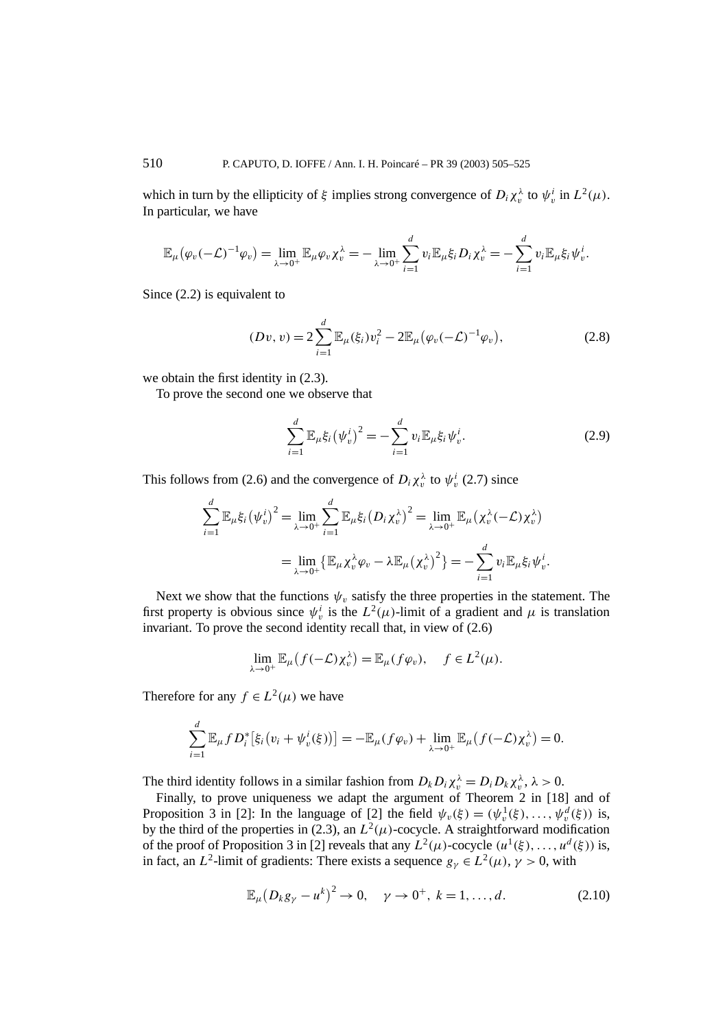which in turn by the ellipticity of $\xi$ implies strong convergence of $D_i\chi_v^\lambda$ to $\psi_v^i$ in $L^2(\mu)$. In particular, we have

$$\mathbb{E}_\mu\big(\varphi_v(-\mathcal{L})^{-1}\varphi_v\big) = \lim_{\lambda\to 0^+}\mathbb{E}_\mu\varphi_v\chi_v^\lambda = -\lim_{\lambda\to 0^+}\sum_{i=1}^d v_i\mathbb{E}_\mu\xi_i D_i\chi_v^\lambda = -\sum_{i=1}^d v_i\mathbb{E}_\mu\xi_i\psi_v^i.$$

Since (2.2) is equivalent to

$$(Dv, v) = 2\sum_{i=1}^d \mathbb{E}_\mu(\xi_i)v_i^2 - 2\mathbb{E}_\mu\big(\varphi_v(-\mathcal{L})^{-1}\varphi_v\big), \tag{2.8}$$

we obtain the first identity in (2.3).

To prove the second one we observe that

$$\sum_{i=1}^d \mathbb{E}_\mu\xi_i\big(\psi_v^i\big)^2 = -\sum_{i=1}^d v_i\mathbb{E}_\mu\xi_i\psi_v^i. \tag{2.9}$$

This follows from (2.6) and the convergence of $D_i\chi_v^\lambda$ to $\psi_v^i$ (2.7) since

$$\begin{aligned}
\sum_{i=1}^d \mathbb{E}_\mu\xi_i\big(\psi_v^i\big)^2 &= \lim_{\lambda\to 0^+}\sum_{i=1}^d \mathbb{E}_\mu\xi_i\big(D_i\chi_v^\lambda\big)^2 = \lim_{\lambda\to 0^+}\mathbb{E}_\mu\big(\chi_v^\lambda(-\mathcal{L})\chi_v^\lambda\big)\\
&= \lim_{\lambda\to 0^+}\big\{\mathbb{E}_\mu\chi_v^\lambda\varphi_v - \lambda\mathbb{E}_\mu\big(\chi_v^\lambda\big)^2\big\} = -\sum_{i=1}^d v_i\mathbb{E}_\mu\xi_i\psi_v^i.
\end{aligned}$$

Next we show that the functions $\psi_v$ satisfy the three properties in the statement. The first property is obvious since $\psi_v^i$ is the $L^2(\mu)$-limit of a gradient and $\mu$ is translation invariant. To prove the second identity recall that, in view of (2.6)

$$\lim_{\lambda\to 0^+}\mathbb{E}_\mu\big(f(-\mathcal{L})\chi_v^\lambda\big) = \mathbb{E}_\mu(f\varphi_v), \quad f\in L^2(\mu).$$

Therefore for any $f\in L^2(\mu)$ we have

$$\sum_{i=1}^d \mathbb{E}_\mu f D_i^*\big[\xi_i\big(v_i+\psi_v^i(\xi)\big)\big] = -\mathbb{E}_\mu(f\varphi_v) + \lim_{\lambda\to 0^+}\mathbb{E}_\mu\big(f(-\mathcal{L})\chi_v^\lambda\big) = 0.$$

The third identity follows in a similar fashion from $D_kD_i\chi_v^\lambda = D_iD_k\chi_v^\lambda$, $\lambda>0$.

Finally, to prove uniqueness we adapt the argument of Theorem 2 in [18] and of Proposition 3 in [2]: In the language of [2] the field $\psi_v(\xi) = (\psi_v^1(\xi),\ldots,\psi_v^d(\xi))$ is, by the third of the properties in (2.3), an $L^2(\mu)$-cocycle. A straightforward modification of the proof of Proposition 3 in [2] reveals that any $L^2(\mu)$-cocycle $(u^1(\xi),\ldots,u^d(\xi))$ is, in fact, an $L^2$-limit of gradients: There exists a sequence $g_\gamma\in L^2(\mu)$, $\gamma>0$, with

$$\mathbb{E}_\mu\big(D_kg_\gamma - u^k\big)^2 \to 0, \quad \gamma\to 0^+,\ k=1,\ldots,d. \tag{2.10}$$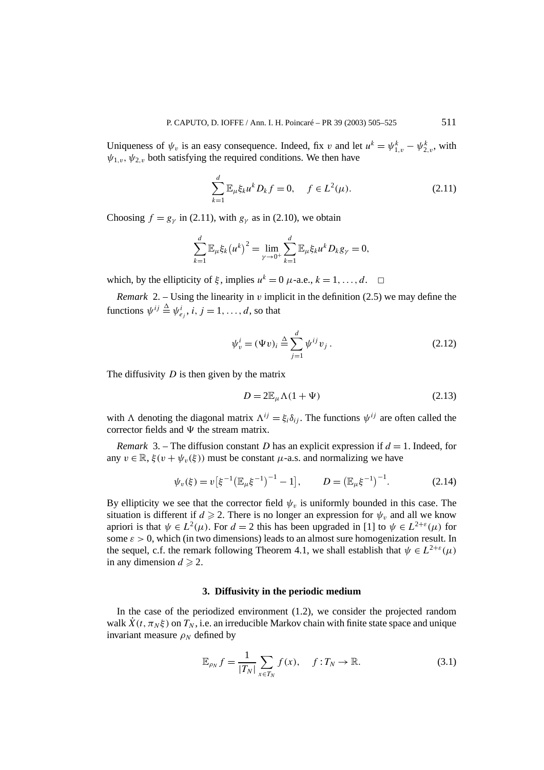Uniqueness of $\psi_v$ is an easy consequence. Indeed, fix $v$ and let $u^k = \psi_{1,v}^k - \psi_{2,v}^k$, with $\psi_{1,v}, \psi_{2,v}$ both satisfying the required conditions. We then have

$$\sum_{k=1}^{d} \mathbb{E}_\mu \xi_k u^k D_k f = 0, \quad f \in L^2(\mu). \tag{2.11}$$

Choosing $f = g_\gamma$ in (2.11), with $g_\gamma$ as in (2.10), we obtain

$$\sum_{k=1}^{d} \mathbb{E}_\mu \xi_k \left(u^k\right)^2 = \lim_{\gamma \to 0^+} \sum_{k=1}^{d} \mathbb{E}_\mu \xi_k u^k D_k g_\gamma = 0,$$

which, by the ellipticity of $\xi$, implies $u^k = 0$ $\mu$-a.e., $k = 1, \ldots, d$. $\square$

*Remark* 2. – Using the linearity in $v$ implicit in the definition (2.5) we may define the functions $\psi^{ij} \stackrel{\Delta}{=} \psi_{e_j}^i$, $i, j = 1, \ldots, d$, so that

$$\psi_v^i = (\Psi v)_i \stackrel{\Delta}{=} \sum_{j=1}^{d} \psi^{ij} v_j \,. \tag{2.12}$$

The diffusivity $D$ is then given by the matrix

$$D = 2\mathbb{E}_\mu \Lambda (1 + \Psi) \tag{2.13}$$

with $\Lambda$ denoting the diagonal matrix $\Lambda^{ij} = \xi_i \delta_{ij}$. The functions $\psi^{ij}$ are often called the corrector fields and $\Psi$ the stream matrix.

*Remark* 3. – The diffusion constant $D$ has an explicit expression if $d = 1$. Indeed, for any $v \in \mathbb{R}$, $\xi(v + \psi_v(\xi))$ must be constant $\mu$-a.s. and normalizing we have

$$\psi_v(\xi) = v\left[\xi^{-1}\left(\mathbb{E}_\mu \xi^{-1}\right)^{-1} - 1\right], \qquad D = \left(\mathbb{E}_\mu \xi^{-1}\right)^{-1}. \tag{2.14}$$

By ellipticity we see that the corrector field $\psi_v$ is uniformly bounded in this case. The situation is different if $d \geqslant 2$. There is no longer an expression for $\psi_v$ and all we know apriori is that $\psi \in L^2(\mu)$. For $d = 2$ this has been upgraded in [1] to $\psi \in L^{2+\varepsilon}(\mu)$ for some $\varepsilon > 0$, which (in two dimensions) leads to an almost sure homogenization result. In the sequel, c.f. the remark following Theorem 4.1, we shall establish that $\psi \in L^{2+\varepsilon}(\mu)$ in any dimension $d \geqslant 2$.

### 3. Diffusivity in the periodic medium

In the case of the periodized environment (1.2), we consider the projected random walk $\dot{X}(t, \pi_N \xi)$ on $T_N$, i.e. an irreducible Markov chain with finite state space and unique invariant measure $\rho_N$ defined by

$$\mathbb{E}_{\rho_N} f = \frac{1}{|T_N|} \sum_{x \in T_N} f(x), \quad f : T_N \to \mathbb{R}. \tag{3.1}$$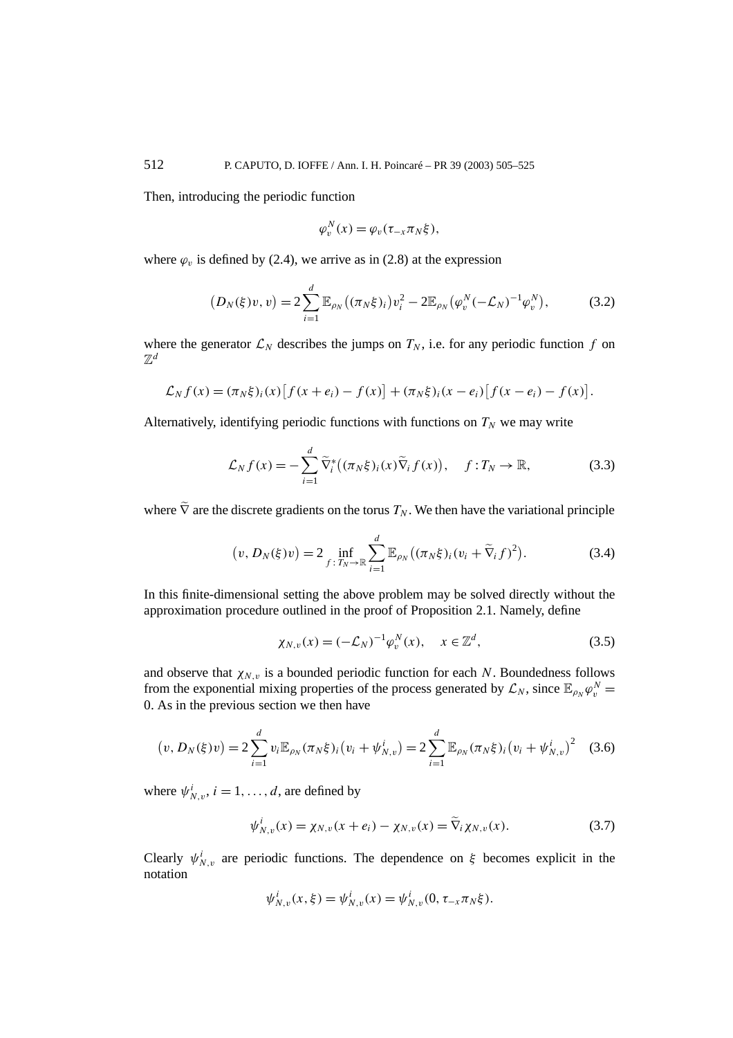Then, introducing the periodic function

$$\varphi_v^N(x) = \varphi_v(\tau_{-x}\pi_N\xi),$$

where $\varphi_v$ is defined by (2.4), we arrive as in (2.8) at the expression

$$\big(D_N(\xi)v, v\big) = 2\sum_{i=1}^{d} \mathbb{E}_{\rho_N}\big((\pi_N\xi)_i\big)v_i^2 - 2\mathbb{E}_{\rho_N}\big(\varphi_v^N(-\mathcal{L}_N)^{-1}\varphi_v^N\big), \tag{3.2}$$

where the generator $\mathcal{L}_N$ describes the jumps on $T_N$, i.e. for any periodic function $f$ on $\mathbb{Z}^d$

$$\mathcal{L}_N f(x) = (\pi_N\xi)_i(x)\big[f(x+e_i) - f(x)\big] + (\pi_N\xi)_i(x-e_i)\big[f(x-e_i) - f(x)\big].$$

Alternatively, identifying periodic functions with functions on $T_N$ we may write

$$\mathcal{L}_N f(x) = -\sum_{i=1}^{d} \widetilde{\nabla}_i^*\big((\pi_N\xi)_i(x)\widetilde{\nabla}_i f(x)\big), \quad f : T_N \to \mathbb{R}, \tag{3.3}$$

where $\widetilde{\nabla}$ are the discrete gradients on the torus $T_N$. We then have the variational principle

$$\big(v, D_N(\xi)v\big) = 2\inf_{f : T_N \to \mathbb{R}} \sum_{i=1}^{d} \mathbb{E}_{\rho_N}\big((\pi_N\xi)_i(v_i + \widetilde{\nabla}_i f)^2\big). \tag{3.4}$$

In this finite-dimensional setting the above problem may be solved directly without the approximation procedure outlined in the proof of Proposition 2.1. Namely, define

$$\chi_{N,v}(x) = (-\mathcal{L}_N)^{-1}\varphi_v^N(x), \quad x \in \mathbb{Z}^d, \tag{3.5}$$

and observe that $\chi_{N,v}$ is a bounded periodic function for each $N$. Boundedness follows from the exponential mixing properties of the process generated by $\mathcal{L}_N$, since $\mathbb{E}_{\rho_N}\varphi_v^N = 0$. As in the previous section we then have

$$\big(v, D_N(\xi)v\big) = 2\sum_{i=1}^{d} v_i\mathbb{E}_{\rho_N}(\pi_N\xi)_i\big(v_i + \psi_{N,v}^i\big) = 2\sum_{i=1}^{d} \mathbb{E}_{\rho_N}(\pi_N\xi)_i\big(v_i + \psi_{N,v}^i\big)^2 \tag{3.6}$$

where $\psi_{N,v}^i$, $i = 1, \ldots, d$, are defined by

$$\psi_{N,v}^i(x) = \chi_{N,v}(x+e_i) - \chi_{N,v}(x) = \widetilde{\nabla}_i\chi_{N,v}(x). \tag{3.7}$$

Clearly $\psi_{N,v}^i$ are periodic functions. The dependence on $\xi$ becomes explicit in the notation

$$\psi_{N,v}^i(x,\xi) = \psi_{N,v}^i(x) = \psi_{N,v}^i(0, \tau_{-x}\pi_N\xi).$$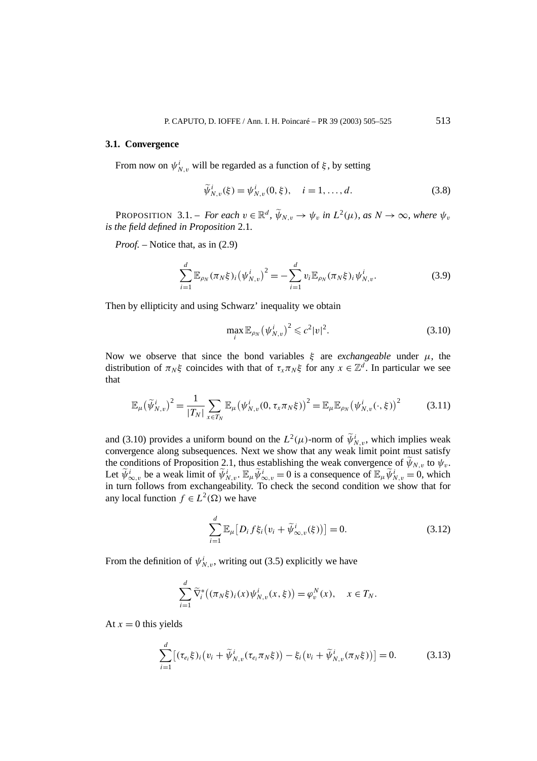### 3.1. Convergence

From now on $\psi^i_{N,v}$ will be regarded as a function of $\xi$, by setting

$$\widetilde{\psi}^i_{N,v}(\xi) = \psi^i_{N,v}(0,\xi), \quad i = 1,\dots,d. \tag{3.8}$$

PROPOSITION 3.1. – *For each $v \in \mathbb{R}^d$, $\widetilde{\psi}_{N,v} \to \psi_v$ in $L^2(\mu)$, as $N \to \infty$, where $\psi_v$ is the field defined in Proposition* 2.1.

*Proof.* – Notice that, as in (2.9)

$$\sum_{i=1}^{d} \mathbb{E}_{\rho_N}(\pi_N\xi)_i\big(\psi^i_{N,v}\big)^2 = -\sum_{i=1}^{d} v_i \mathbb{E}_{\rho_N}(\pi_N\xi)_i \psi^i_{N,v}. \tag{3.9}$$

Then by ellipticity and using Schwarz' inequality we obtain

$$\max_i \mathbb{E}_{\rho_N}\big(\psi^i_{N,v}\big)^2 \leqslant c^2|v|^2. \tag{3.10}$$

Now we observe that since the bond variables $\xi$ are *exchangeable* under $\mu$, the distribution of $\pi_N\xi$ coincides with that of $\tau_x\pi_N\xi$ for any $x \in \mathbb{Z}^d$. In particular we see that

$$\mathbb{E}_\mu\big(\widetilde{\psi}^i_{N,v}\big)^2 = \frac{1}{|T_N|}\sum_{x\in T_N} \mathbb{E}_\mu\big(\psi^i_{N,v}(0,\tau_x\pi_N\xi)\big)^2 = \mathbb{E}_\mu \mathbb{E}_{\rho_N}\big(\psi^i_{N,v}(\cdot,\xi)\big)^2 \tag{3.11}$$

and (3.10) provides a uniform bound on the $L^2(\mu)$-norm of $\widetilde{\psi}^i_{N,v}$, which implies weak convergence along subsequences. Next we show that any weak limit point must satisfy the conditions of Proposition 2.1, thus establishing the weak convergence of $\widetilde{\psi}_{N,v}$ to $\psi_v$. Let $\widetilde{\psi}^i_{\infty,v}$ be a weak limit of $\widetilde{\psi}^i_{N,v}$. $\mathbb{E}_\mu\widetilde{\psi}^i_{\infty,v} = 0$ is a consequence of $\mathbb{E}_\mu\widetilde{\psi}^i_{N,v} = 0$, which in turn follows from exchangeability. To check the second condition we show that for any local function $f \in L^2(\Omega)$ we have

$$\sum_{i=1}^{d} \mathbb{E}_\mu\big[D_i f \xi_i\big(v_i + \widetilde{\psi}^i_{\infty,v}(\xi)\big)\big] = 0. \tag{3.12}$$

From the definition of $\psi^i_{N,v}$, writing out (3.5) explicitly we have

$$\sum_{i=1}^{d} \widetilde{\nabla}^*_i\big((\pi_N\xi)_i(x)\psi^i_{N,v}(x,\xi)\big) = \varphi^N_v(x), \quad x \in T_N.$$

At $x = 0$ this yields

$$\sum_{i=1}^{d}\big[(\tau_{e_i}\xi)_i\big(v_i + \widetilde{\psi}^i_{N,v}(\tau_{e_i}\pi_N\xi)\big) - \xi_i\big(v_i + \widetilde{\psi}^i_{N,v}(\pi_N\xi)\big)\big] = 0. \tag{3.13}$$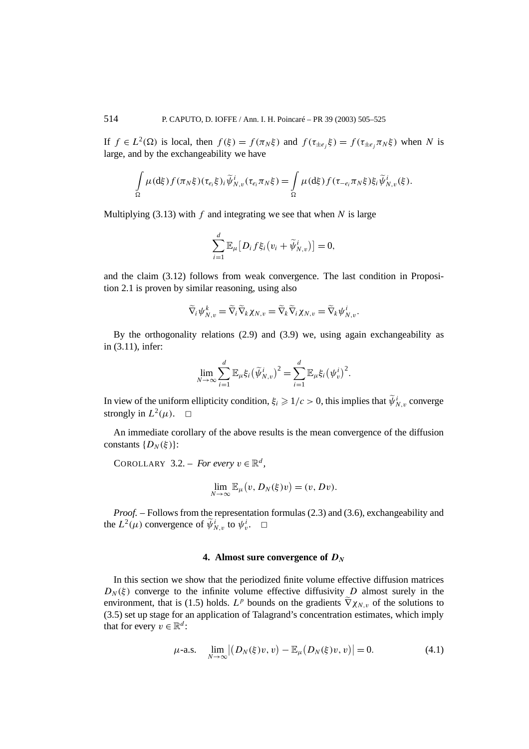If $f \in L^2(\Omega)$ is local, then $f(\xi) = f(\pi_N \xi)$ and $f(\tau_{\pm e_j}\xi) = f(\tau_{\pm e_j}\pi_N \xi)$ when $N$ is large, and by the exchangeability we have

$$\int_{\Omega} \mu(\mathrm{d}\xi) f(\pi_N \xi)(\tau_{e_i}\xi)_i \widetilde{\psi}^i_{N,v}(\tau_{e_i}\pi_N \xi) = \int_{\Omega} \mu(\mathrm{d}\xi) f(\tau_{-e_i}\pi_N \xi)\xi_i \widetilde{\psi}^i_{N,v}(\xi).$$

Multiplying (3.13) with $f$ and integrating we see that when $N$ is large

$$\sum_{i=1}^{d} \mathbb{E}_\mu\big[D_i f \xi_i\big(v_i + \widetilde{\psi}^i_{N,v}\big)\big] = 0,$$

and the claim (3.12) follows from weak convergence. The last condition in Proposition 2.1 is proven by similar reasoning, using also

$$\widetilde{\nabla}_i \psi^k_{N,v} = \widetilde{\nabla}_i \widetilde{\nabla}_k \chi_{N,v} = \widetilde{\nabla}_k \widetilde{\nabla}_i \chi_{N,v} = \widetilde{\nabla}_k \psi^i_{N,v}.$$

By the orthogonality relations (2.9) and (3.9) we, using again exchangeability as in (3.11), infer:

$$\lim_{N\to\infty} \sum_{i=1}^{d} \mathbb{E}_\mu \xi_i \big(\widetilde{\psi}^i_{N,v}\big)^2 = \sum_{i=1}^{d} \mathbb{E}_\mu \xi_i \big(\psi^i_v\big)^2.$$

In view of the uniform ellipticity condition, $\xi_i \geqslant 1/c > 0$, this implies that $\widetilde{\psi}^i_{N,v}$ converge strongly in $L^2(\mu)$. $\square$

An immediate corollary of the above results is the mean convergence of the diffusion constants $\{D_N(\xi)\}$:

COROLLARY 3.2. – *For every* $v \in \mathbb{R}^d$,

$$\lim_{N\to\infty} \mathbb{E}_\mu\big(v, D_N(\xi)v\big) = (v, Dv).$$

*Proof.* – Follows from the representation formulas (2.3) and (3.6), exchangeability and the $L^2(\mu)$ convergence of $\widetilde{\psi}^i_{N,v}$ to $\psi^i_v$. $\square$

## 4. Almost sure convergence of $D_N$

In this section we show that the periodized finite volume effective diffusion matrices $D_N(\xi)$ converge to the infinite volume effective diffusivity $D$ almost surely in the environment, that is (1.5) holds. $L^p$ bounds on the gradients $\widetilde{\nabla}\chi_{N,v}$ of the solutions to (3.5) set up stage for an application of Talagrand's concentration estimates, which imply that for every $v \in \mathbb{R}^d$:

$$\mu\text{-a.s.} \quad \lim_{N\to\infty} \big|\big(D_N(\xi)v, v\big) - \mathbb{E}_\mu\big(D_N(\xi)v, v\big)\big| = 0. \tag{4.1}$$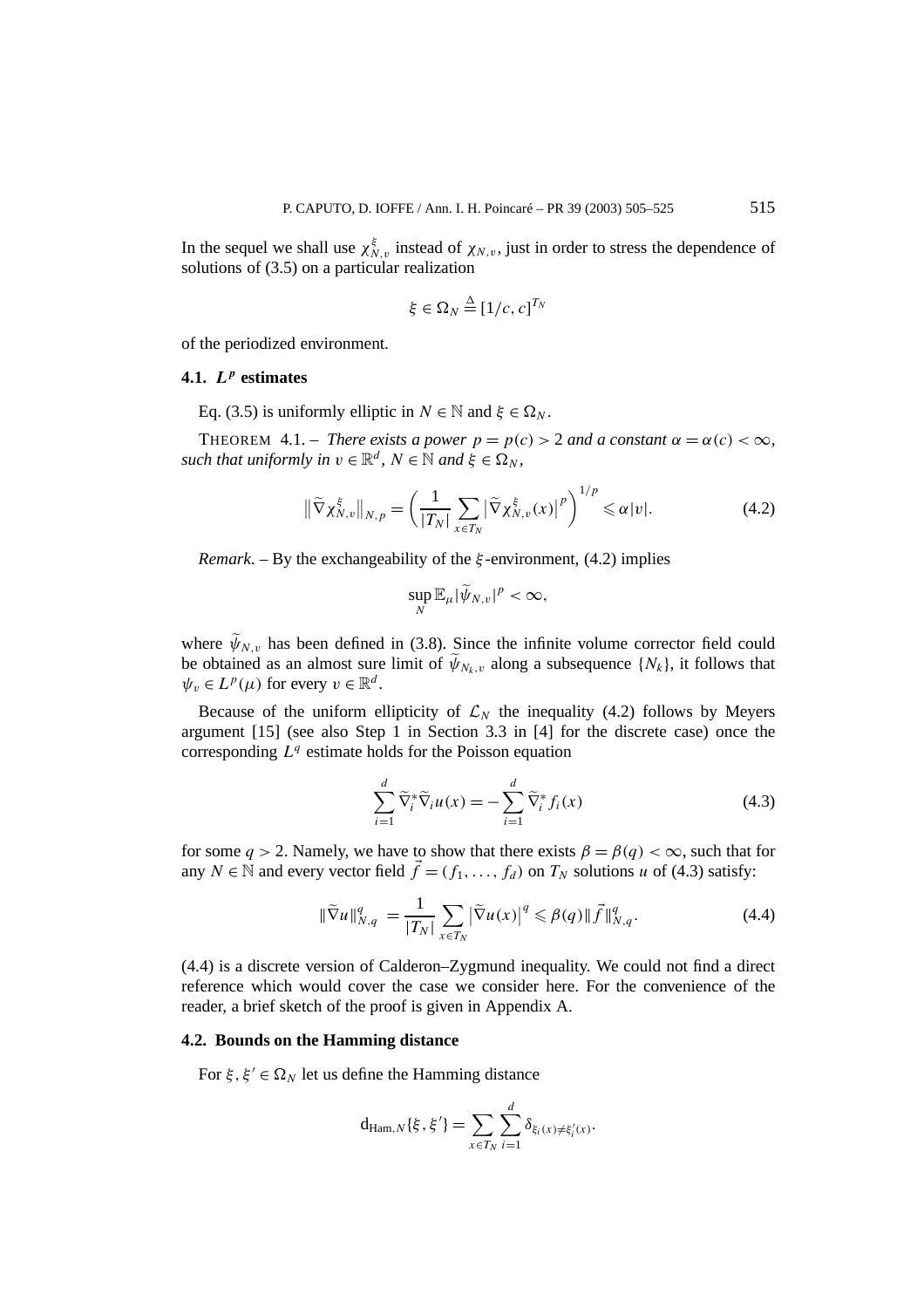In the sequel we shall use $\chi^{\xi}_{N,v}$ instead of $\chi_{N,v}$, just in order to stress the dependence of solutions of (3.5) on a particular realization

$$\xi \in \Omega_N \stackrel{\Delta}{=} [1/c, c]^{T_N}$$

of the periodized environment.

### 4.1. $L^p$ estimates

Eq. (3.5) is uniformly elliptic in $N \in \mathbb{N}$ and $\xi \in \Omega_N$.

THEOREM 4.1. – *There exists a power $p = p(c) > 2$ and a constant $\alpha = \alpha(c) < \infty$, such that uniformly in $v \in \mathbb{R}^d$, $N \in \mathbb{N}$ and $\xi \in \Omega_N$,*

$$\|\widetilde{\nabla}\chi^{\xi}_{N,v}\|_{N,p} = \left(\frac{1}{|T_N|}\sum_{x\in T_N}\left|\widetilde{\nabla}\chi^{\xi}_{N,v}(x)\right|^p\right)^{1/p} \leqslant \alpha|v|. \tag{4.2}$$

*Remark*. – By the exchangeability of the $\xi$-environment, (4.2) implies

$$\sup_N \mathbb{E}_\mu|\widetilde{\psi}_{N,v}|^p < \infty,$$

where $\widetilde{\psi}_{N,v}$ has been defined in (3.8). Since the infinite volume corrector field could be obtained as an almost sure limit of $\widetilde{\psi}_{N_k,v}$ along a subsequence $\{N_k\}$, it follows that $\psi_v \in L^p(\mu)$ for every $v \in \mathbb{R}^d$.

Because of the uniform ellipticity of $\mathcal{L}_N$ the inequality (4.2) follows by Meyers argument [15] (see also Step 1 in Section 3.3 in [4] for the discrete case) once the corresponding $L^q$ estimate holds for the Poisson equation

$$\sum_{i=1}^d \widetilde{\nabla}^*_i\widetilde{\nabla}_i u(x) = -\sum_{i=1}^d \widetilde{\nabla}^*_i f_i(x) \tag{4.3}$$

for some $q > 2$. Namely, we have to show that there exists $\beta = \beta(q) < \infty$, such that for any $N \in \mathbb{N}$ and every vector field $\vec{f} = (f_1, \ldots, f_d)$ on $T_N$ solutions $u$ of (4.3) satisfy:

$$\|\widetilde{\nabla}u\|^q_{N,q} = \frac{1}{|T_N|}\sum_{x\in T_N}\left|\widetilde{\nabla}u(x)\right|^q \leqslant \beta(q)\|\vec{f}\|^q_{N,q}. \tag{4.4}$$

(4.4) is a discrete version of Calderon–Zygmund inequality. We could not find a direct reference which would cover the case we consider here. For the convenience of the reader, a brief sketch of the proof is given in Appendix A.

### 4.2. Bounds on the Hamming distance

For $\xi, \xi' \in \Omega_N$ let us define the Hamming distance

$$\mathrm{d}_{\mathrm{Ham},N}\{\xi,\xi'\} = \sum_{x\in T_N}\sum_{i=1}^d \delta_{\xi_i(x)\neq\xi'_i(x)}.$$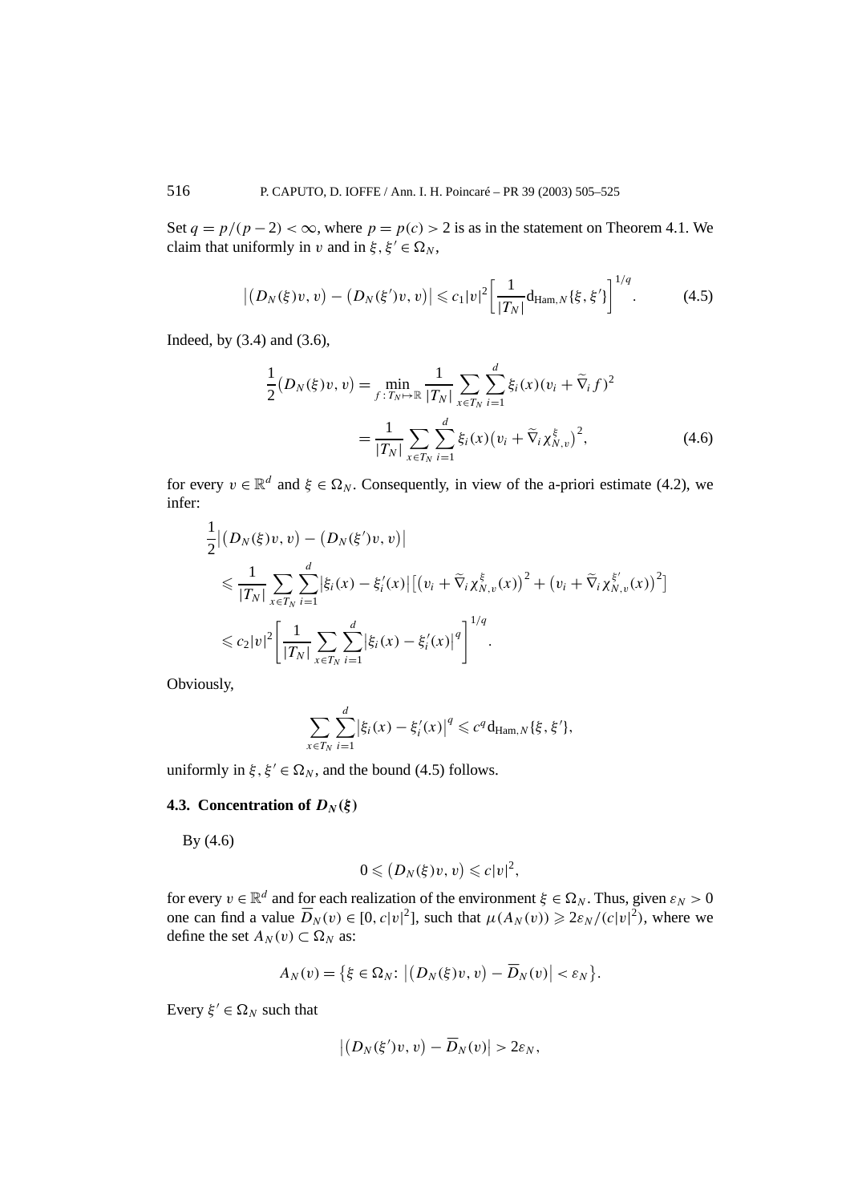Set $q = p/(p-2) < \infty$, where $p = p(c) > 2$ is as in the statement on Theorem 4.1. We claim that uniformly in $v$ and in $\xi, \xi' \in \Omega_N$,

$$\left|\left(D_N(\xi)v, v\right) - \left(D_N(\xi')v, v\right)\right| \leqslant c_1|v|^2\left[\frac{1}{|T_N|}\mathrm{d}_{\mathrm{Ham},N}\{\xi, \xi'\}\right]^{1/q}. \tag{4.5}$$

Indeed, by (3.4) and (3.6),

$$\begin{aligned}
\frac{1}{2}\left(D_N(\xi)v, v\right) &= \min_{f: T_N \mapsto \mathbb{R}} \frac{1}{|T_N|}\sum_{x \in T_N}\sum_{i=1}^{d}\xi_i(x)(v_i + \widetilde{\nabla}_i f)^2 \\
&= \frac{1}{|T_N|}\sum_{x \in T_N}\sum_{i=1}^{d}\xi_i(x)\left(v_i + \widetilde{\nabla}_i \chi_{N,v}^{\xi}\right)^2,
\end{aligned} \tag{4.6}$$

for every $v \in \mathbb{R}^d$ and $\xi \in \Omega_N$. Consequently, in view of the a-priori estimate (4.2), we infer:

$$\begin{aligned}
&\frac{1}{2}\left|\left(D_N(\xi)v, v\right) - \left(D_N(\xi')v, v\right)\right| \\
&\leqslant \frac{1}{|T_N|}\sum_{x \in T_N}\sum_{i=1}^{d}\left|\xi_i(x) - \xi_i'(x)\right|\left[\left(v_i + \widetilde{\nabla}_i \chi_{N,v}^{\xi}(x)\right)^2 + \left(v_i + \widetilde{\nabla}_i \chi_{N,v}^{\xi'}(x)\right)^2\right] \\
&\leqslant c_2|v|^2\left[\frac{1}{|T_N|}\sum_{x \in T_N}\sum_{i=1}^{d}\left|\xi_i(x) - \xi_i'(x)\right|^q\right]^{1/q}.
\end{aligned}$$

Obviously,

$$\sum_{x \in T_N}\sum_{i=1}^{d}\left|\xi_i(x) - \xi_i'(x)\right|^q \leqslant c^q \mathrm{d}_{\mathrm{Ham},N}\{\xi, \xi'\},$$

uniformly in $\xi, \xi' \in \Omega_N$, and the bound (4.5) follows.

### 4.3. Concentration of $D_N(\xi)$

By (4.6)

$$0 \leqslant \left(D_N(\xi)v, v\right) \leqslant c|v|^2,$$

for every $v \in \mathbb{R}^d$ and for each realization of the environment $\xi \in \Omega_N$. Thus, given $\varepsilon_N > 0$ one can find a value $\overline{D}_N(v) \in [0, c|v|^2]$, such that $\mu(A_N(v)) \geqslant 2\varepsilon_N/(c|v|^2)$, where we define the set $A_N(v) \subset \Omega_N$ as:

$$A_N(v) = \left\{\xi \in \Omega_N \colon \left|\left(D_N(\xi)v, v\right) - \overline{D}_N(v)\right| < \varepsilon_N\right\}.$$

Every $\xi' \in \Omega_N$ such that

$$\left|\left(D_N(\xi')v, v\right) - \overline{D}_N(v)\right| > 2\varepsilon_N,$$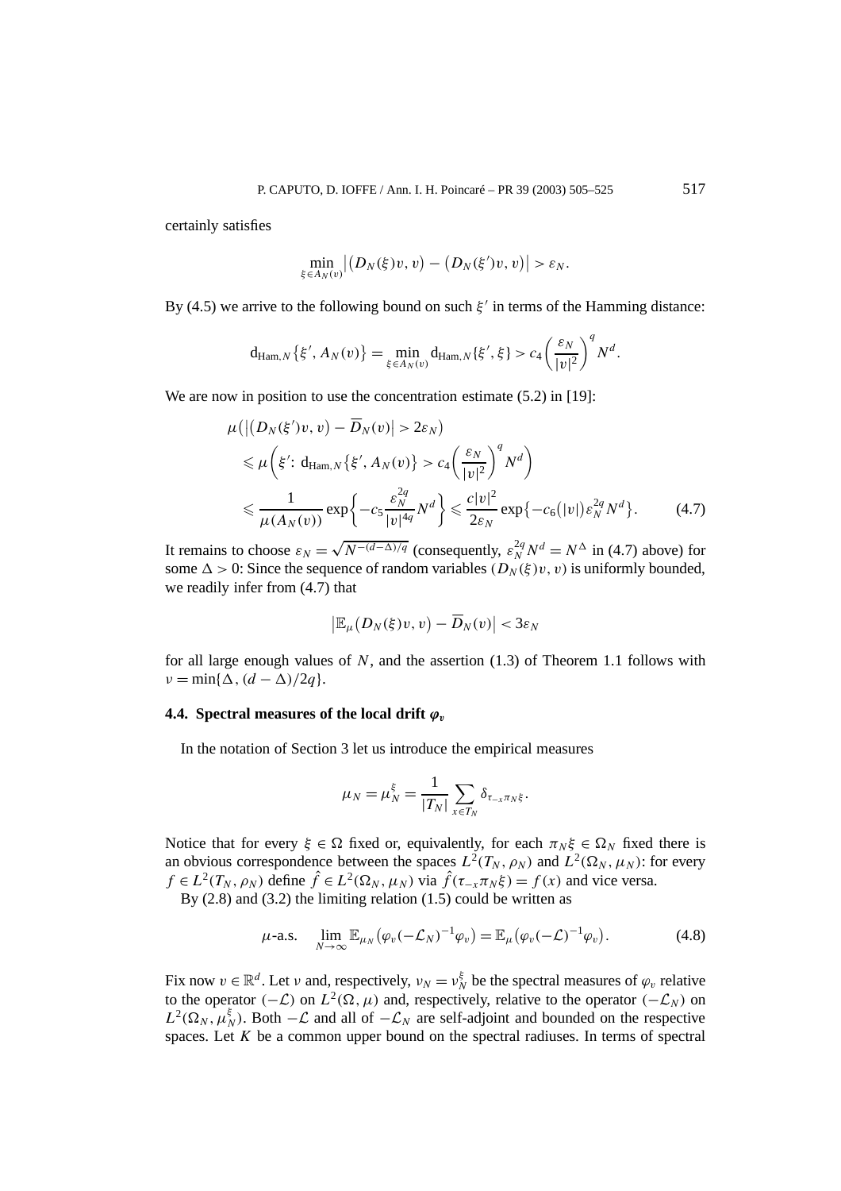certainly satisfies

$$\min_{\xi \in A_N(v)} \big|\big(D_N(\xi)v, v\big) - \big(D_N(\xi')v, v\big)\big| > \varepsilon_N.$$

By (4.5) we arrive to the following bound on such $\xi'$ in terms of the Hamming distance:

$$\mathrm{d}_{\mathrm{Ham},N}\{\xi', A_N(v)\} = \min_{\xi \in A_N(v)} \mathrm{d}_{\mathrm{Ham},N}\{\xi', \xi\} > c_4 \left(\frac{\varepsilon_N}{|v|^2}\right)^q N^d.$$

We are now in position to use the concentration estimate (5.2) in [19]:

$$\begin{aligned}
&\mu\big(\big|\big(D_N(\xi')v, v\big) - \overline{D}_N(v)\big| > 2\varepsilon_N\big) \\
&\quad\leqslant \mu\left(\xi' \colon \mathrm{d}_{\mathrm{Ham},N}\{\xi', A_N(v)\} > c_4\left(\frac{\varepsilon_N}{|v|^2}\right)^q N^d\right) \\
&\quad\leqslant \frac{1}{\mu(A_N(v))} \exp\left\{-c_5 \frac{\varepsilon_N^{2q}}{|v|^{4q}} N^d\right\} \leqslant \frac{c|v|^2}{2\varepsilon_N} \exp\big\{-c_6\big(|v|\big)\varepsilon_N^{2q} N^d\big\}. \qquad (4.7)
\end{aligned}$$

It remains to choose $\varepsilon_N = \sqrt{N^{-(d-\Delta)/q}}$ (consequently, $\varepsilon_N^{2q} N^d = N^{\Delta}$ in (4.7) above) for some $\Delta > 0$: Since the sequence of random variables $(D_N(\xi)v, v)$ is uniformly bounded, we readily infer from (4.7) that

$$\big|\mathbb{E}_\mu\big(D_N(\xi)v, v\big) - \overline{D}_N(v)\big| < 3\varepsilon_N$$

for all large enough values of $N$, and the assertion (1.3) of Theorem 1.1 follows with $\nu = \min\{\Delta, (d-\Delta)/2q\}$.

### 4.4. Spectral measures of the local drift $\varphi_v$

In the notation of Section 3 let us introduce the empirical measures

$$\mu_N = \mu_N^{\xi} = \frac{1}{|T_N|} \sum_{x \in T_N} \delta_{\tau_{-x}\pi_N \xi}.$$

Notice that for every $\xi \in \Omega$ fixed or, equivalently, for each $\pi_N \xi \in \Omega_N$ fixed there is an obvious correspondence between the spaces $L^2(T_N, \rho_N)$ and $L^2(\Omega_N, \mu_N)$: for every $f \in L^2(T_N, \rho_N)$ define $\hat{f} \in L^2(\Omega_N, \mu_N)$ via $\hat{f}(\tau_{-x}\pi_N \xi) = f(x)$ and vice versa.

By (2.8) and (3.2) the limiting relation (1.5) could be written as

$$\mu\text{-a.s.} \quad \lim_{N \to \infty} \mathbb{E}_{\mu_N}\big(\varphi_v(-\mathcal{L}_N)^{-1}\varphi_v\big) = \mathbb{E}_\mu\big(\varphi_v(-\mathcal{L})^{-1}\varphi_v\big). \qquad (4.8)$$

Fix now $v \in \mathbb{R}^d$. Let $\nu$ and, respectively, $\nu_N = \nu_N^{\xi}$ be the spectral measures of $\varphi_v$ relative to the operator $(-\mathcal{L})$ on $L^2(\Omega, \mu)$ and, respectively, relative to the operator $(-\mathcal{L}_N)$ on $L^2(\Omega_N, \mu_N^{\xi})$. Both $-\mathcal{L}$ and all of $-\mathcal{L}_N$ are self-adjoint and bounded on the respective spaces. Let $K$ be a common upper bound on the spectral radiuses. In terms of spectral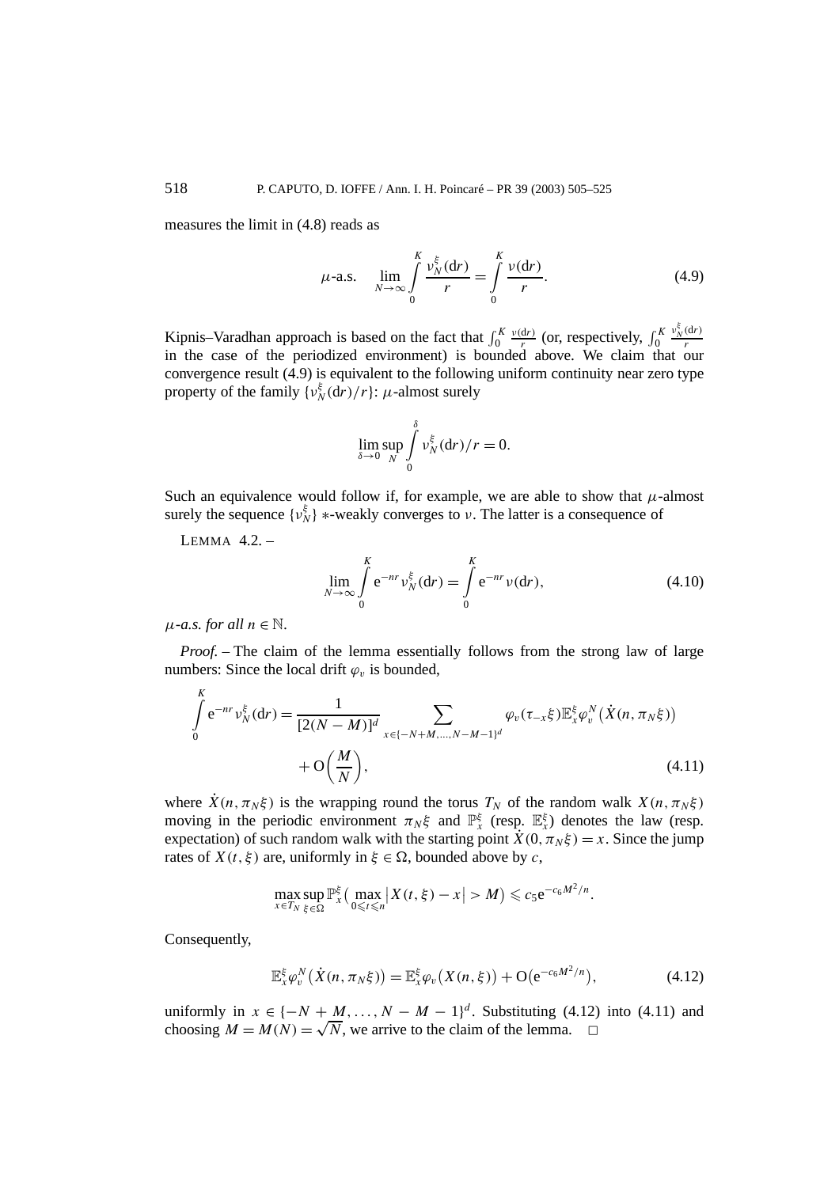measures the limit in (4.8) reads as

$$\mu\text{-a.s.} \quad \lim_{N\to\infty} \int_0^K \frac{\nu_N^\xi(\mathrm{d}r)}{r} = \int_0^K \frac{\nu(\mathrm{d}r)}{r}. \tag{4.9}$$

Kipnis–Varadhan approach is based on the fact that $\int_0^K \frac{\nu(\mathrm{d}r)}{r}$ (or, respectively, $\int_0^K \frac{\nu_N^\xi(\mathrm{d}r)}{r}$ in the case of the periodized environment) is bounded above. We claim that our convergence result (4.9) is equivalent to the following uniform continuity near zero type property of the family $\{\nu_N^\xi(\mathrm{d}r)/r\}$: $\mu$-almost surely

$$\lim_{\delta\to 0} \sup_N \int_0^\delta \nu_N^\xi(\mathrm{d}r)/r = 0.$$

Such an equivalence would follow if, for example, we are able to show that $\mu$-almost surely the sequence $\{\nu_N^\xi\}$ $*$-weakly converges to $\nu$. The latter is a consequence of

LEMMA 4.2. –

$$\lim_{N\to\infty} \int_0^K \mathrm{e}^{-nr} \nu_N^\xi(\mathrm{d}r) = \int_0^K \mathrm{e}^{-nr} \nu(\mathrm{d}r), \tag{4.10}$$

*$\mu$-a.s. for all $n \in \mathbb{N}$.*

*Proof.* – The claim of the lemma essentially follows from the strong law of large numbers: Since the local drift $\varphi_v$ is bounded,

$$\int_0^K \mathrm{e}^{-nr} \nu_N^\xi(\mathrm{d}r) = \frac{1}{[2(N-M)]^d} \sum_{x\in\{-N+M,\dots,N-M-1\}^d} \varphi_v(\tau_{-x}\xi)\mathbb{E}_x^\xi \varphi_v^N\big(\dot{X}(n,\pi_N\xi)\big) + \mathrm{O}\left(\frac{M}{N}\right), \tag{4.11}$$

where $\dot{X}(n,\pi_N\xi)$ is the wrapping round the torus $T_N$ of the random walk $X(n,\pi_N\xi)$ moving in the periodic environment $\pi_N\xi$ and $\mathbb{P}_x^\xi$ (resp. $\mathbb{E}_x^\xi$) denotes the law (resp. expectation) of such random walk with the starting point $\dot{X}(0,\pi_N\xi) = x$. Since the jump rates of $X(t,\xi)$ are, uniformly in $\xi \in \Omega$, bounded above by $c$,

$$\max_{x\in T_N} \sup_{\xi\in\Omega} \mathbb{P}_x^\xi\Big(\max_{0\leqslant t\leqslant n}\big|X(t,\xi) - x\big| > M\Big) \leqslant c_5 \mathrm{e}^{-c_6 M^2/n}.$$

Consequently,

$$\mathbb{E}_x^\xi \varphi_v^N\big(\dot{X}(n,\pi_N\xi)\big) = \mathbb{E}_x^\xi \varphi_v\big(X(n,\xi)\big) + \mathrm{O}\big(\mathrm{e}^{-c_6 M^2/n}\big), \tag{4.12}$$

uniformly in $x \in \{-N+M,\dots,N-M-1\}^d$. Substituting (4.12) into (4.11) and choosing $M = M(N) = \sqrt{N}$, we arrive to the claim of the lemma. $\square$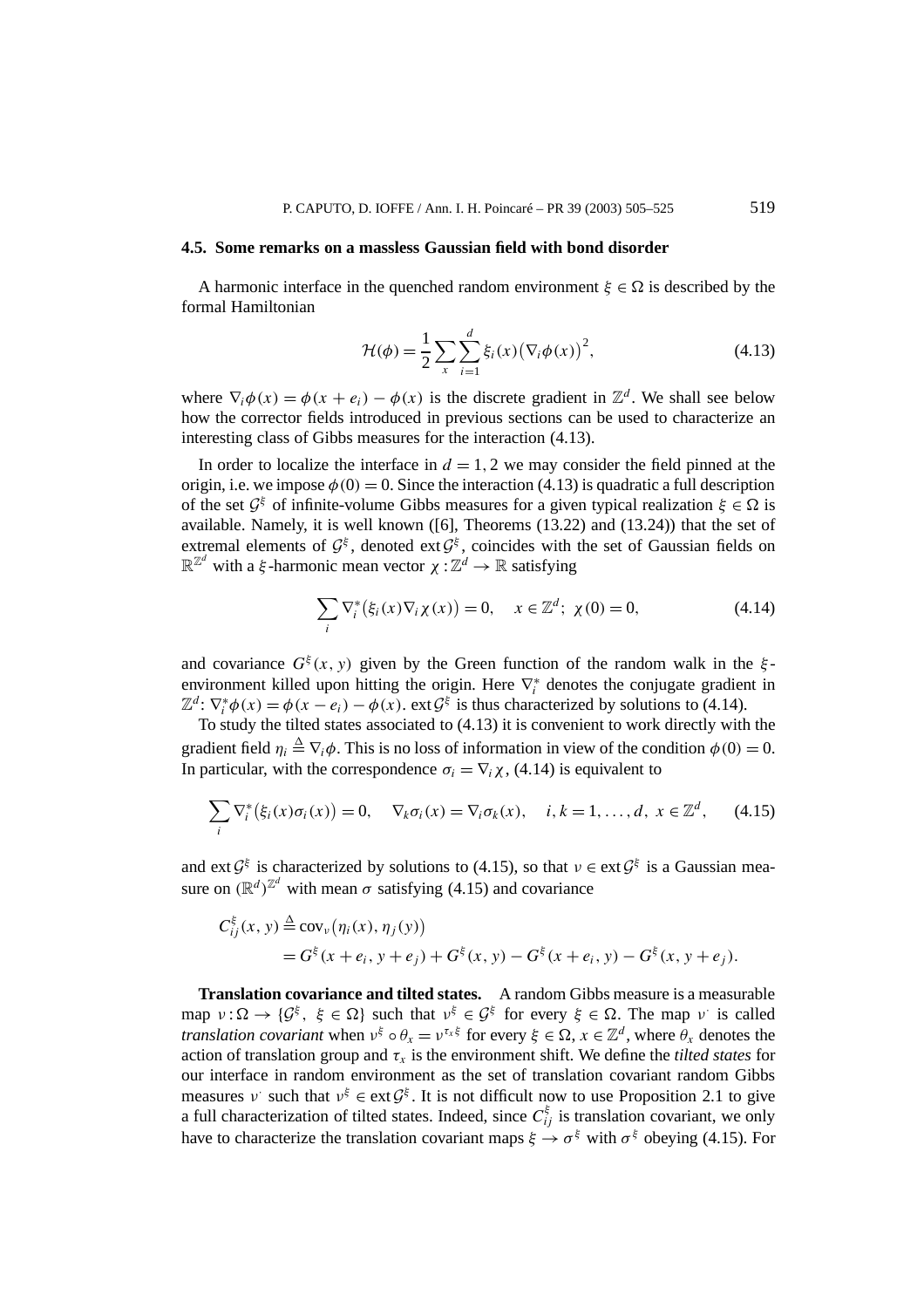### 4.5. Some remarks on a massless Gaussian field with bond disorder

A harmonic interface in the quenched random environment $\xi \in \Omega$ is described by the formal Hamiltonian

$$\mathcal{H}(\phi) = \frac{1}{2} \sum_x \sum_{i=1}^d \xi_i(x) \big(\nabla_i \phi(x)\big)^2, \tag{4.13}$$

where $\nabla_i \phi(x) = \phi(x + e_i) - \phi(x)$ is the discrete gradient in $\mathbb{Z}^d$. We shall see below how the corrector fields introduced in previous sections can be used to characterize an interesting class of Gibbs measures for the interaction (4.13).

In order to localize the interface in $d = 1, 2$ we may consider the field pinned at the origin, i.e. we impose $\phi(0) = 0$. Since the interaction (4.13) is quadratic a full description of the set $\mathcal{G}^\xi$ of infinite-volume Gibbs measures for a given typical realization $\xi \in \Omega$ is available. Namely, it is well known ([6], Theorems (13.22) and (13.24)) that the set of extremal elements of $\mathcal{G}^\xi$, denoted $\operatorname{ext}\mathcal{G}^\xi$, coincides with the set of Gaussian fields on $\mathbb{R}^{\mathbb{Z}^d}$ with a $\xi$-harmonic mean vector $\chi : \mathbb{Z}^d \to \mathbb{R}$ satisfying

$$\sum_i \nabla_i^* \big(\xi_i(x) \nabla_i \chi(x)\big) = 0, \quad x \in \mathbb{Z}^d;\ \chi(0) = 0, \tag{4.14}$$

and covariance $G^\xi(x, y)$ given by the Green function of the random walk in the $\xi$-environment killed upon hitting the origin. Here $\nabla_i^*$ denotes the conjugate gradient in $\mathbb{Z}^d$: $\nabla_i^* \phi(x) = \phi(x - e_i) - \phi(x)$. $\operatorname{ext}\mathcal{G}^\xi$ is thus characterized by solutions to (4.14).

To study the tilted states associated to (4.13) it is convenient to work directly with the gradient field $\eta_i \triangleq \nabla_i \phi$. This is no loss of information in view of the condition $\phi(0) = 0$. In particular, with the correspondence $\sigma_i = \nabla_i \chi$, (4.14) is equivalent to

$$\sum_i \nabla_i^* \big(\xi_i(x) \sigma_i(x)\big) = 0, \quad \nabla_k \sigma_i(x) = \nabla_i \sigma_k(x), \quad i, k = 1, \ldots, d,\ x \in \mathbb{Z}^d, \tag{4.15}$$

and $\operatorname{ext}\mathcal{G}^\xi$ is characterized by solutions to (4.15), so that $\nu \in \operatorname{ext}\mathcal{G}^\xi$ is a Gaussian measure on $(\mathbb{R}^d)^{\mathbb{Z}^d}$ with mean $\sigma$ satisfying (4.15) and covariance

$$\begin{aligned}
C_{ij}^\xi(x, y) &\triangleq \operatorname{cov}_\nu\big(\eta_i(x), \eta_j(y)\big) \\
&= G^\xi(x + e_i, y + e_j) + G^\xi(x, y) - G^\xi(x + e_i, y) - G^\xi(x, y + e_j).
\end{aligned}$$

**Translation covariance and tilted states.** A random Gibbs measure is a measurable map $\nu : \Omega \to \{\mathcal{G}^\xi,\ \xi \in \Omega\}$ such that $\nu^\xi \in \mathcal{G}^\xi$ for every $\xi \in \Omega$. The map $\nu^\cdot$ is called *translation covariant* when $\nu^\xi \circ \theta_x = \nu^{\tau_x \xi}$ for every $\xi \in \Omega$, $x \in \mathbb{Z}^d$, where $\theta_x$ denotes the action of translation group and $\tau_x$ is the environment shift. We define the *tilted states* for our interface in random environment as the set of translation covariant random Gibbs measures $\nu^\cdot$ such that $\nu^\xi \in \operatorname{ext}\mathcal{G}^\xi$. It is not difficult now to use Proposition 2.1 to give a full characterization of tilted states. Indeed, since $C_{ij}^\xi$ is translation covariant, we only have to characterize the translation covariant maps $\xi \to \sigma^\xi$ with $\sigma^\xi$ obeying (4.15). For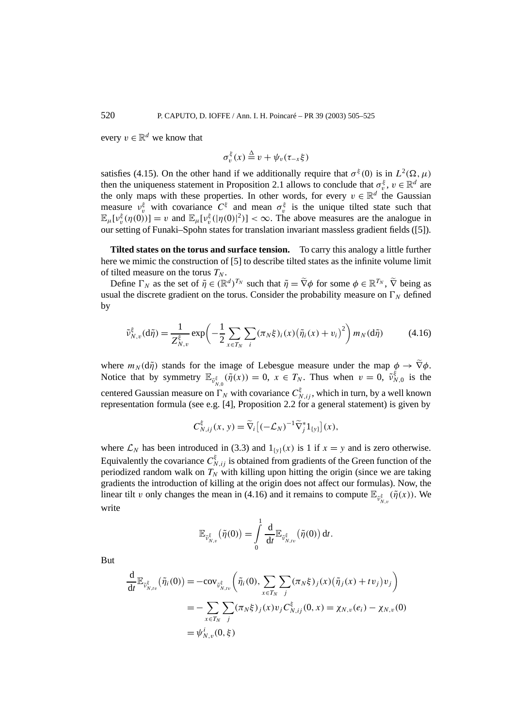every $v \in \mathbb{R}^d$ we know that

$$\sigma_v^\xi(x) \stackrel{\Delta}{=} v + \psi_v(\tau_{-x}\xi)$$

satisfies (4.15). On the other hand if we additionally require that $\sigma^\xi(0)$ is in $L^2(\Omega,\mu)$ then the uniqueness statement in Proposition 2.1 allows to conclude that $\sigma_v^\xi$, $v \in \mathbb{R}^d$ are the only maps with these properties. In other words, for every $v \in \mathbb{R}^d$ the Gaussian measure $\nu_v^\xi$ with covariance $C^\xi$ and mean $\sigma_v^\xi$ is the unique tilted state such that $\mathbb{E}_\mu[\nu_v^\xi(\eta(0))] = v$ and $\mathbb{E}_\mu[\nu_v^\xi(|\eta(0)|^2)] < \infty$. The above measures are the analogue in our setting of Funaki–Spohn states for translation invariant massless gradient fields ([5]).

**Tilted states on the torus and surface tension.** To carry this analogy a little further here we mimic the construction of [5] to describe tilted states as the infinite volume limit of tilted measure on the torus $T_N$.

Define $\Gamma_N$ as the set of $\tilde\eta \in (\mathbb{R}^d)^{T_N}$ such that $\tilde\eta = \widetilde\nabla\phi$ for some $\phi \in \mathbb{R}^{T_N}$, $\widetilde\nabla$ being as usual the discrete gradient on the torus. Consider the probability measure on $\Gamma_N$ defined by

$$\tilde\nu_{N,v}^\xi(\mathrm{d}\tilde\eta) = \frac{1}{Z_{N,v}^\xi}\exp\biggl(-\frac{1}{2}\sum_{x\in T_N}\sum_i (\pi_N\xi)_i(x)\bigl(\tilde\eta_i(x)+v_i\bigr)^2\biggr)\, m_N(\mathrm{d}\tilde\eta) \tag{4.16}$$

where $m_N(\mathrm{d}\tilde\eta)$ stands for the image of Lebesgue measure under the map $\phi \to \widetilde\nabla\phi$. Notice that by symmetry $\mathbb{E}_{\tilde\nu_{N,0}^\xi}(\tilde\eta(x)) = 0$, $x \in T_N$. Thus when $v = 0$, $\tilde\nu_{N,0}^\xi$ is the centered Gaussian measure on $\Gamma_N$ with covariance $C_{N,ij}^\xi$, which in turn, by a well known representation formula (see e.g. [4], Proposition 2.2 for a general statement) is given by

$$C_{N,ij}^\xi(x,y) = \widetilde\nabla_i\bigl[(-\mathcal{L}_N)^{-1}\widetilde\nabla_j^* 1_{\{y\}}\bigr](x),$$

where $\mathcal{L}_N$ has been introduced in (3.3) and $1_{\{y\}}(x)$ is 1 if $x = y$ and is zero otherwise. Equivalently the covariance $C_{N,ij}^\xi$ is obtained from gradients of the Green function of the periodized random walk on $T_N$ with killing upon hitting the origin (since we are taking gradients the introduction of killing at the origin does not affect our formulas). Now, the linear tilt $v$ only changes the mean in (4.16) and it remains to compute $\mathbb{E}_{\tilde\nu_{N,v}^\xi}(\tilde\eta(x))$. We write

$$\mathbb{E}_{\tilde\nu_{N,v}^\xi}\bigl(\tilde\eta(0)\bigr) = \int_0^1 \frac{\mathrm{d}}{\mathrm{d}t}\mathbb{E}_{\tilde\nu_{N,tv}^\xi}\bigl(\tilde\eta(0)\bigr)\,\mathrm{d}t.$$

But

$$\begin{aligned}
\frac{\mathrm{d}}{\mathrm{d}t}\mathbb{E}_{\tilde\nu_{N,tv}^\xi}\bigl(\tilde\eta_i(0)\bigr) &= -\mathrm{cov}_{\tilde\nu_{N,tv}^\xi}\biggl(\tilde\eta_i(0), \sum_{x\in T_N}\sum_j (\pi_N\xi)_j(x)\bigl(\tilde\eta_j(x)+tv_j\bigr)v_j\biggr)\\
&= -\sum_{x\in T_N}\sum_j (\pi_N\xi)_j(x)v_j C_{N,ij}^\xi(0,x) = \chi_{N,v}(e_i) - \chi_{N,v}(0)\\
&= \psi_{N,v}^i(0,\xi)
\end{aligned}$$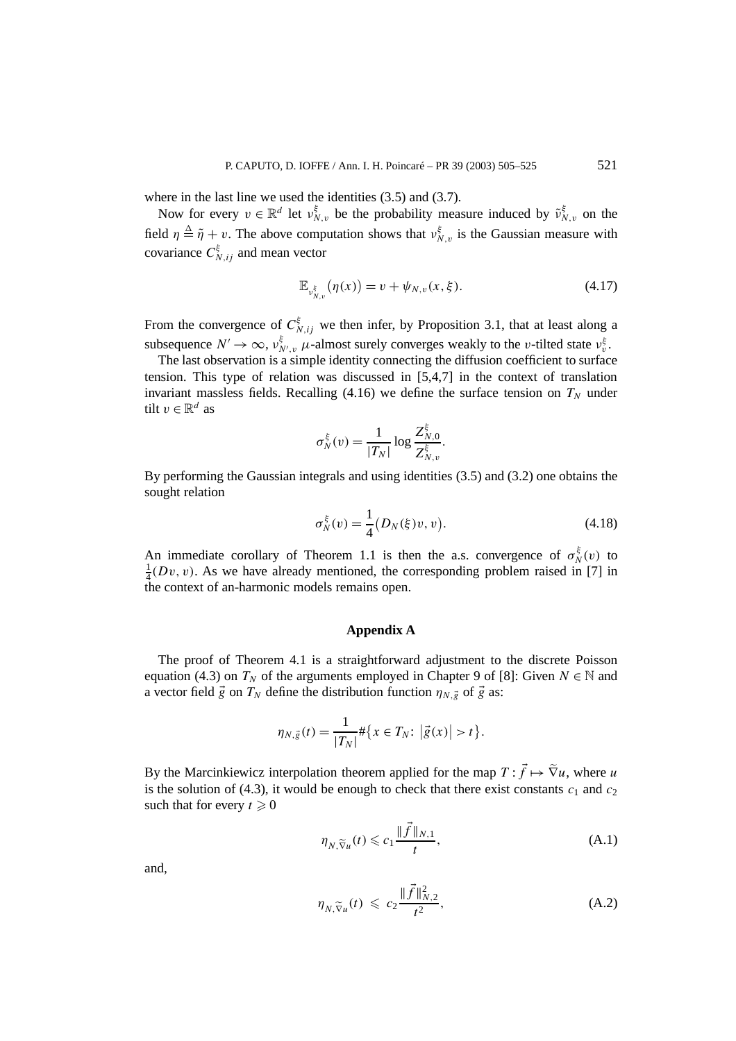where in the last line we used the identities (3.5) and (3.7).

Now for every $v \in \mathbb{R}^d$ let $\nu^{\xi}_{N,v}$ be the probability measure induced by $\tilde{\nu}^{\xi}_{N,v}$ on the field $\eta \stackrel{\Delta}{=} \tilde{\eta} + v$. The above computation shows that $\nu^{\xi}_{N,v}$ is the Gaussian measure with covariance $C^{\xi}_{N,ij}$ and mean vector

$$\mathbb{E}_{\nu^{\xi}_{N,v}}\big(\eta(x)\big) = v + \psi_{N,v}(x,\xi). \tag{4.17}$$

From the convergence of $C^{\xi}_{N,ij}$ we then infer, by Proposition 3.1, that at least along a subsequence $N' \to \infty$, $\nu^{\xi}_{N',v}$ $\mu$-almost surely converges weakly to the $v$-tilted state $\nu^{\xi}_{v}$.

The last observation is a simple identity connecting the diffusion coefficient to surface tension. This type of relation was discussed in [5,4,7] in the context of translation invariant massless fields. Recalling (4.16) we define the surface tension on $T_N$ under tilt $v \in \mathbb{R}^d$ as

$$\sigma^{\xi}_N(v) = \frac{1}{|T_N|}\log\frac{Z^{\xi}_{N,0}}{Z^{\xi}_{N,v}}.$$

By performing the Gaussian integrals and using identities (3.5) and (3.2) one obtains the sought relation

$$\sigma^{\xi}_N(v) = \frac{1}{4}\big(D_N(\xi)v, v\big). \tag{4.18}$$

An immediate corollary of Theorem 1.1 is then the a.s. convergence of $\sigma^{\xi}_N(v)$ to $\frac{1}{4}(Dv, v)$. As we have already mentioned, the corresponding problem raised in [7] in the context of an-harmonic models remains open.

## Appendix A

The proof of Theorem 4.1 is a straightforward adjustment to the discrete Poisson equation (4.3) on $T_N$ of the arguments employed in Chapter 9 of [8]: Given $N \in \mathbb{N}$ and a vector field $\vec{g}$ on $T_N$ define the distribution function $\eta_{N,\vec{g}}$ of $\vec{g}$ as:

$$\eta_{N,\vec{g}}(t) = \frac{1}{|T_N|}\#\big\{x \in T_N\colon \big|\vec{g}(x)\big| > t\big\}.$$

By the Marcinkiewicz interpolation theorem applied for the map $T : \vec{f} \mapsto \widetilde{\nabla}u$, where $u$ is the solution of (4.3), it would be enough to check that there exist constants $c_1$ and $c_2$ such that for every $t \geqslant 0$

$$\eta_{N,\widetilde{\nabla}u}(t) \leqslant c_1\frac{\|\vec{f}\|_{N,1}}{t}, \tag{A.1}$$

and,

$$\eta_{N,\widetilde{\nabla}u}(t) \leqslant c_2\frac{\|\vec{f}\|^2_{N,2}}{t^2}, \tag{A.2}$$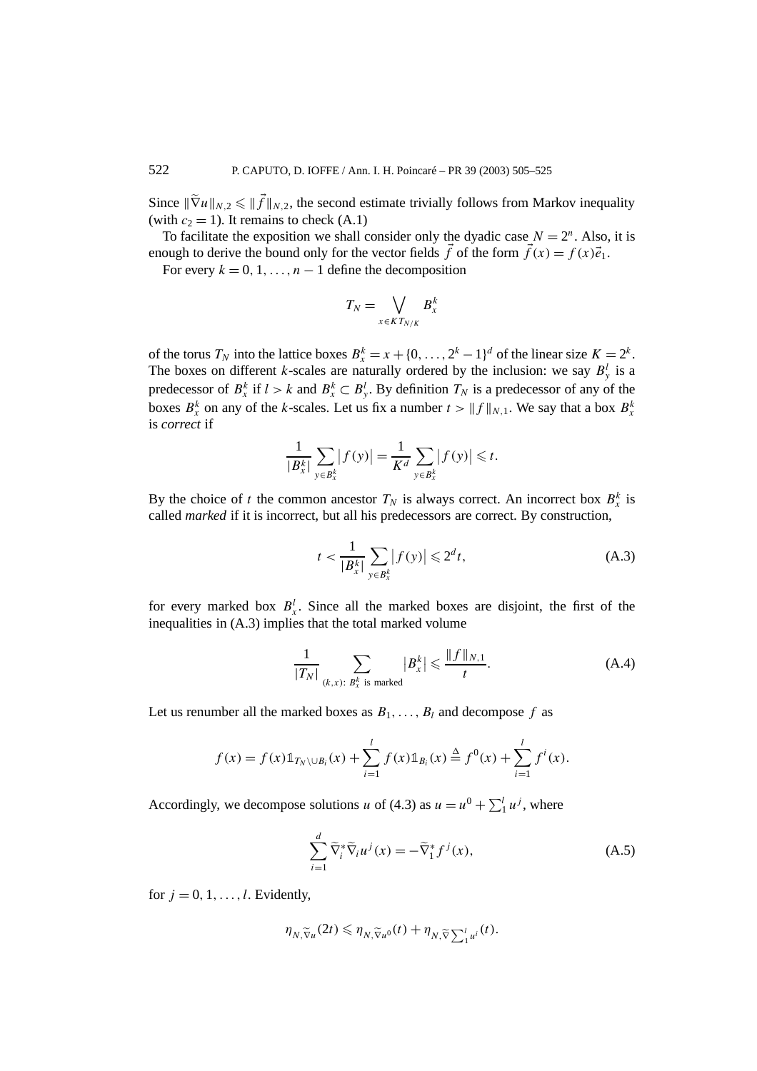Since $\|\widetilde{\nabla} u\|_{N,2} \leqslant \|\vec{f}\|_{N,2}$, the second estimate trivially follows from Markov inequality (with $c_2 = 1$). It remains to check (A.1)

To facilitate the exposition we shall consider only the dyadic case $N = 2^n$. Also, it is enough to derive the bound only for the vector fields $\vec{f}$ of the form $\vec{f}(x) = f(x)\vec{e}_1$.

For every $k = 0, 1, \ldots, n-1$ define the decomposition

$$T_N = \bigvee_{x \in K T_{N/K}} B_x^k$$

of the torus $T_N$ into the lattice boxes $B_x^k = x + \{0, \ldots, 2^k - 1\}^d$ of the linear size $K = 2^k$. The boxes on different $k$-scales are naturally ordered by the inclusion: we say $B_y^l$ is a predecessor of $B_x^k$ if $l > k$ and $B_x^k \subset B_y^l$. By definition $T_N$ is a predecessor of any of the boxes $B_x^k$ on any of the $k$-scales. Let us fix a number $t > \|f\|_{N,1}$. We say that a box $B_x^k$ is *correct* if

$$\frac{1}{|B_x^k|} \sum_{y \in B_x^k} |f(y)| = \frac{1}{K^d} \sum_{y \in B_x^k} |f(y)| \leqslant t.$$

By the choice of $t$ the common ancestor $T_N$ is always correct. An incorrect box $B_x^k$ is called *marked* if it is incorrect, but all his predecessors are correct. By construction,

$$t < \frac{1}{|B_x^k|} \sum_{y \in B_x^k} |f(y)| \leqslant 2^d t, \tag{A.3}$$

for every marked box $B_x^l$. Since all the marked boxes are disjoint, the first of the inequalities in (A.3) implies that the total marked volume

$$\frac{1}{|T_N|} \sum_{(k,x):\ B_x^k \text{ is marked}} |B_x^k| \leqslant \frac{\|f\|_{N,1}}{t}. \tag{A.4}$$

Let us renumber all the marked boxes as $B_1, \ldots, B_l$ and decompose $f$ as

$$f(x) = f(x)\mathbb{1}_{T_N \setminus \cup B_i}(x) + \sum_{i=1}^{l} f(x)\mathbb{1}_{B_i}(x) \stackrel{\Delta}{=} f^0(x) + \sum_{i=1}^{l} f^i(x).$$

Accordingly, we decompose solutions $u$ of (4.3) as $u = u^0 + \sum_1^l u^j$, where

$$\sum_{i=1}^{d} \widetilde{\nabla}_i^* \widetilde{\nabla}_i u^j(x) = -\widetilde{\nabla}_1^* f^j(x), \tag{A.5}$$

for $j = 0, 1, \ldots, l$. Evidently,

$$\eta_{N,\widetilde{\nabla} u}(2t) \leqslant \eta_{N,\widetilde{\nabla} u^0}(t) + \eta_{N,\widetilde{\nabla} \sum_1^l u^i}(t).$$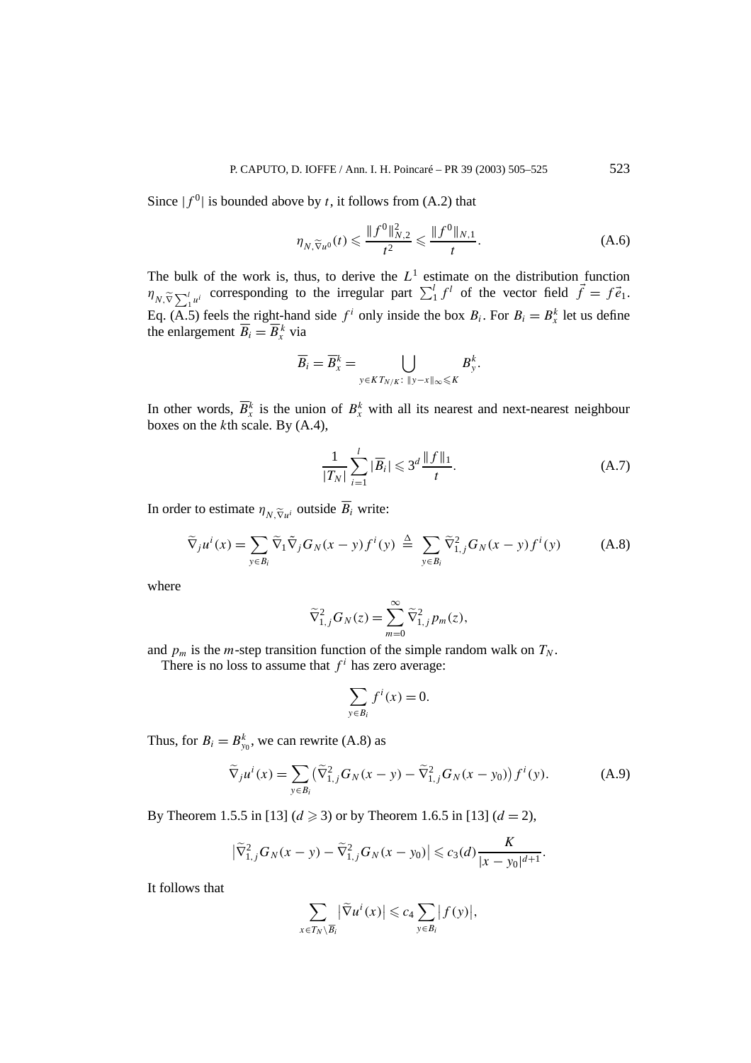Since $|f^0|$ is bounded above by $t$, it follows from (A.2) that

$$\eta_{N,\widetilde{\nabla}u^0}(t) \leqslant \frac{\|f^0\|_{N,2}^2}{t^2} \leqslant \frac{\|f^0\|_{N,1}}{t}. \tag{A.6}$$

The bulk of the work is, thus, to derive the $L^1$ estimate on the distribution function $\eta_{N,\widetilde{\nabla}\sum_1^l u^i}$ corresponding to the irregular part $\sum_1^l f^l$ of the vector field $\vec{f} = f\vec{e}_1$. Eq. (A.5) feels the right-hand side $f^i$ only inside the box $B_i$. For $B_i = B_x^k$ let us define the enlargement $\overline{B}_i = \overline{B}_x^k$ via

$$\overline{B}_i = \overline{B}_x^k = \bigcup_{y \in KT_{N/K}:\ \|y-x\|_\infty \leqslant K} B_y^k.$$

In other words, $\overline{B}_x^k$ is the union of $B_x^k$ with all its nearest and next-nearest neighbour boxes on the $k$th scale. By (A.4),

$$\frac{1}{|T_N|}\sum_{i=1}^{l} |\overline{B}_i| \leqslant 3^d \frac{\|f\|_1}{t}. \tag{A.7}$$

In order to estimate $\eta_{N,\widetilde{\nabla}u^i}$ outside $\overline{B}_i$ write:

$$\widetilde{\nabla}_j u^i(x) = \sum_{y \in B_i} \widetilde{\nabla}_1 \widetilde{\nabla}_j G_N(x-y) f^i(y) \stackrel{\Delta}{=} \sum_{y \in B_i} \widetilde{\nabla}_{1,j}^2 G_N(x-y) f^i(y) \tag{A.8}$$

where

$$\widetilde{\nabla}_{1,j}^2 G_N(z) = \sum_{m=0}^{\infty} \widetilde{\nabla}_{1,j}^2 p_m(z),$$

and $p_m$ is the $m$-step transition function of the simple random walk on $T_N$.

There is no loss to assume that $f^i$ has zero average:

$$\sum_{y \in B_i} f^i(x) = 0.$$

Thus, for $B_i = B_{y_0}^k$, we can rewrite (A.8) as

$$\widetilde{\nabla}_j u^i(x) = \sum_{y \in B_i} \left(\widetilde{\nabla}_{1,j}^2 G_N(x-y) - \widetilde{\nabla}_{1,j}^2 G_N(x-y_0)\right) f^i(y). \tag{A.9}$$

By Theorem 1.5.5 in [13] ($d \geqslant 3$) or by Theorem 1.6.5 in [13] ($d = 2$),

$$\left|\widetilde{\nabla}_{1,j}^2 G_N(x-y) - \widetilde{\nabla}_{1,j}^2 G_N(x-y_0)\right| \leqslant c_3(d) \frac{K}{|x-y_0|^{d+1}}.$$

It follows that

$$\sum_{x \in T_N \setminus \overline{B}_i} \left|\widetilde{\nabla} u^i(x)\right| \leqslant c_4 \sum_{y \in B_i} \left|f(y)\right|,$$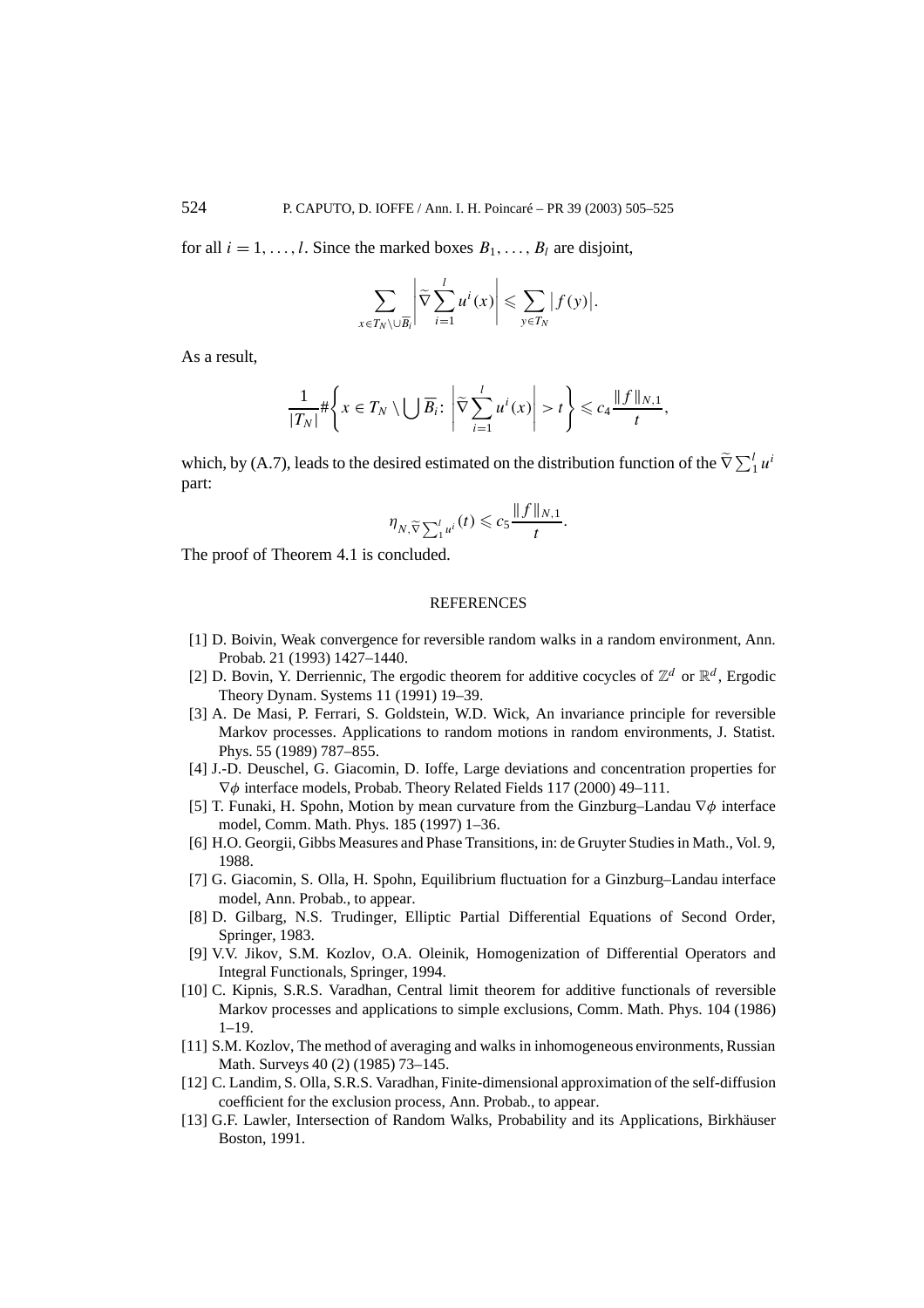for all $i = 1, \ldots, l$. Since the marked boxes $B_1, \ldots, B_l$ are disjoint,

$$\sum_{x \in T_N \setminus \cup \overline{B}_i} \left| \widetilde{\nabla} \sum_{i=1}^{l} u^i(x) \right| \leqslant \sum_{y \in T_N} \left| f(y) \right|.$$

As a result,

$$\frac{1}{|T_N|} \# \left\{ x \in T_N \setminus \bigcup \overline{B}_i \colon \left| \widetilde{\nabla} \sum_{i=1}^{l} u^i(x) \right| > t \right\} \leqslant c_4 \frac{\|f\|_{N,1}}{t},$$

which, by (A.7), leads to the desired estimated on the distribution function of the $\widetilde{\nabla} \sum_1^l u^i$ part:

$$\eta_{N, \widetilde{\nabla} \sum_1^l u^i}(t) \leqslant c_5 \frac{\|f\|_{N,1}}{t}.$$

The proof of Theorem 4.1 is concluded.

## REFERENCES

[1] D. Boivin, Weak convergence for reversible random walks in a random environment, Ann. Probab. 21 (1993) 1427–1440.

[2] D. Bovin, Y. Derriennic, The ergodic theorem for additive cocycles of $\mathbb{Z}^d$ or $\mathbb{R}^d$, Ergodic Theory Dynam. Systems 11 (1991) 19–39.

[3] A. De Masi, P. Ferrari, S. Goldstein, W.D. Wick, An invariance principle for reversible Markov processes. Applications to random motions in random environments, J. Statist. Phys. 55 (1989) 787–855.

[4] J.-D. Deuschel, G. Giacomin, D. Ioffe, Large deviations and concentration properties for $\nabla\phi$ interface models, Probab. Theory Related Fields 117 (2000) 49–111.

[5] T. Funaki, H. Spohn, Motion by mean curvature from the Ginzburg–Landau $\nabla\phi$ interface model, Comm. Math. Phys. 185 (1997) 1–36.

[6] H.O. Georgii, Gibbs Measures and Phase Transitions, in: de Gruyter Studies in Math., Vol. 9, 1988.

[7] G. Giacomin, S. Olla, H. Spohn, Equilibrium fluctuation for a Ginzburg–Landau interface model, Ann. Probab., to appear.

[8] D. Gilbarg, N.S. Trudinger, Elliptic Partial Differential Equations of Second Order, Springer, 1983.

[9] V.V. Jikov, S.M. Kozlov, O.A. Oleinik, Homogenization of Differential Operators and Integral Functionals, Springer, 1994.

[10] C. Kipnis, S.R.S. Varadhan, Central limit theorem for additive functionals of reversible Markov processes and applications to simple exclusions, Comm. Math. Phys. 104 (1986) 1–19.

[11] S.M. Kozlov, The method of averaging and walks in inhomogeneous environments, Russian Math. Surveys 40 (2) (1985) 73–145.

[12] C. Landim, S. Olla, S.R.S. Varadhan, Finite-dimensional approximation of the self-diffusion coefficient for the exclusion process, Ann. Probab., to appear.

[13] G.F. Lawler, Intersection of Random Walks, Probability and its Applications, Birkhäuser Boston, 1991.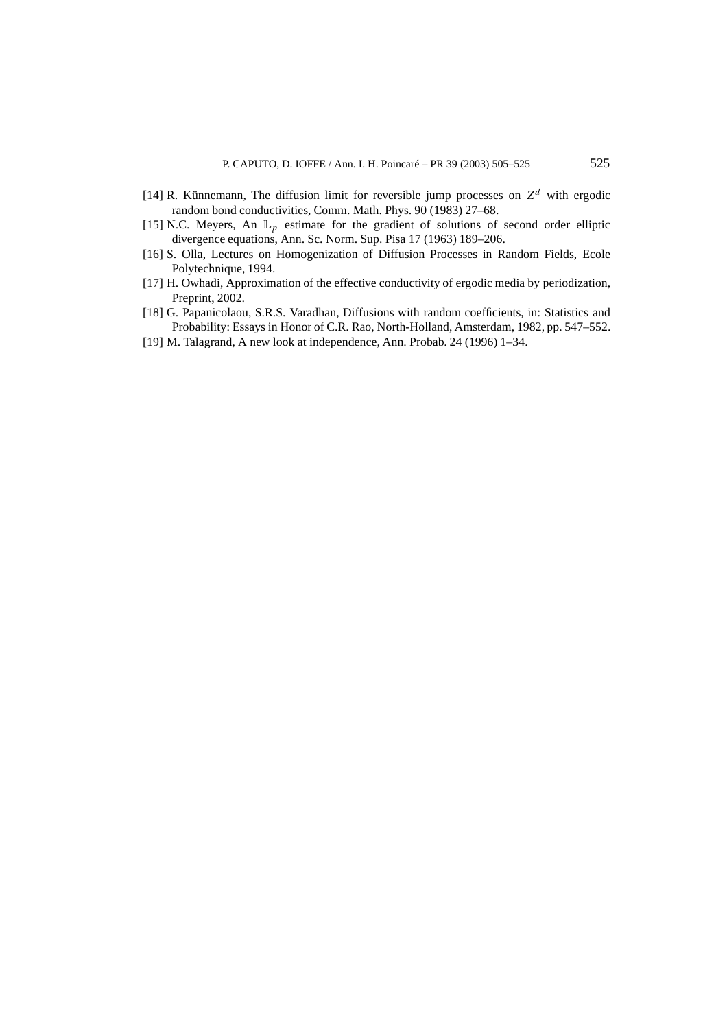[14] R. Künnemann, The diffusion limit for reversible jump processes on $Z^d$ with ergodic random bond conductivities, Comm. Math. Phys. 90 (1983) 27–68.

[15] N.C. Meyers, An $\mathbb{L}_p$ estimate for the gradient of solutions of second order elliptic divergence equations, Ann. Sc. Norm. Sup. Pisa 17 (1963) 189–206.

[16] S. Olla, Lectures on Homogenization of Diffusion Processes in Random Fields, Ecole Polytechnique, 1994.

[17] H. Owhadi, Approximation of the effective conductivity of ergodic media by periodization, Preprint, 2002.

[18] G. Papanicolaou, S.R.S. Varadhan, Diffusions with random coefficients, in: Statistics and Probability: Essays in Honor of C.R. Rao, North-Holland, Amsterdam, 1982, pp. 547–552.

[19] M. Talagrand, A new look at independence, Ann. Probab. 24 (1996) 1–34.